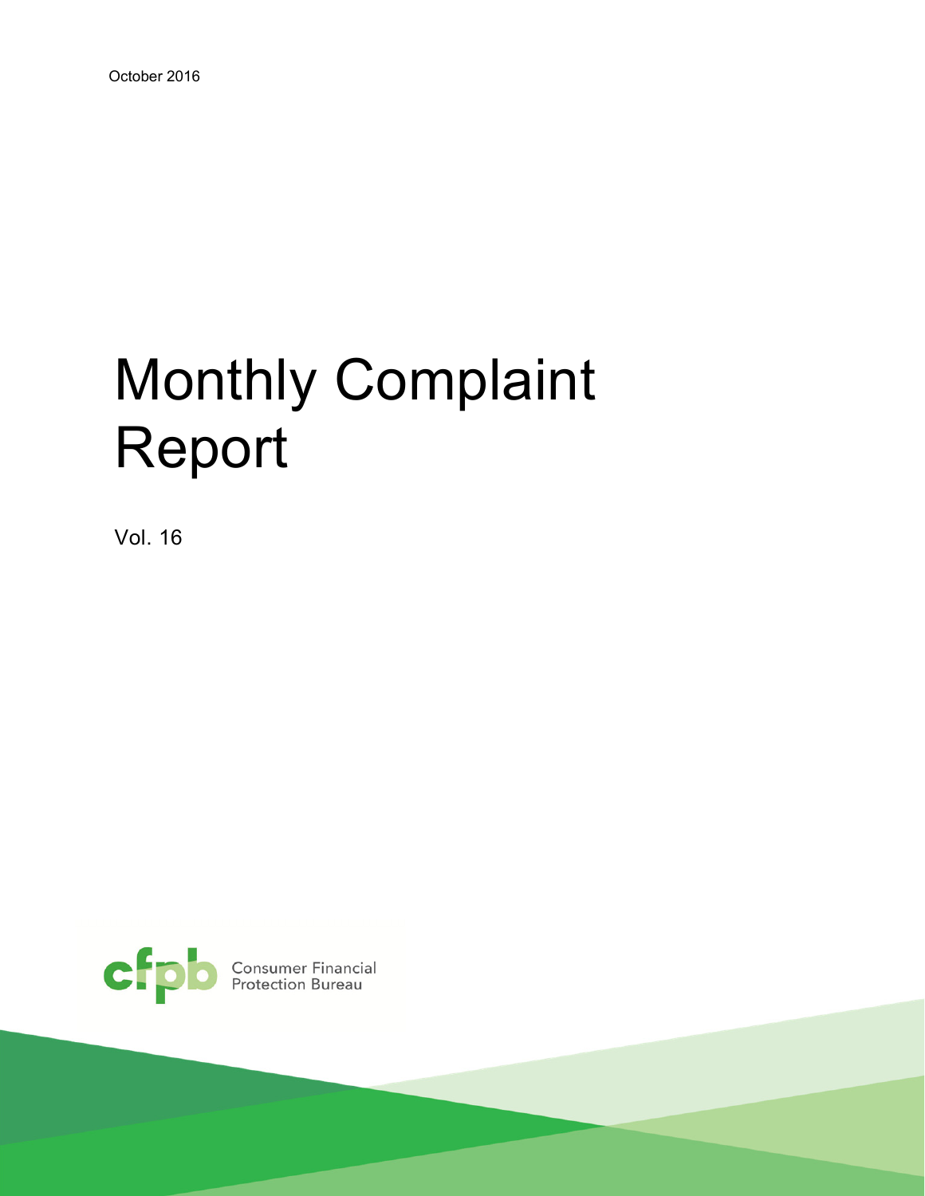October 2016

# Monthly Complaint Report

Vol. 16

Consumer Financial Protection Bureau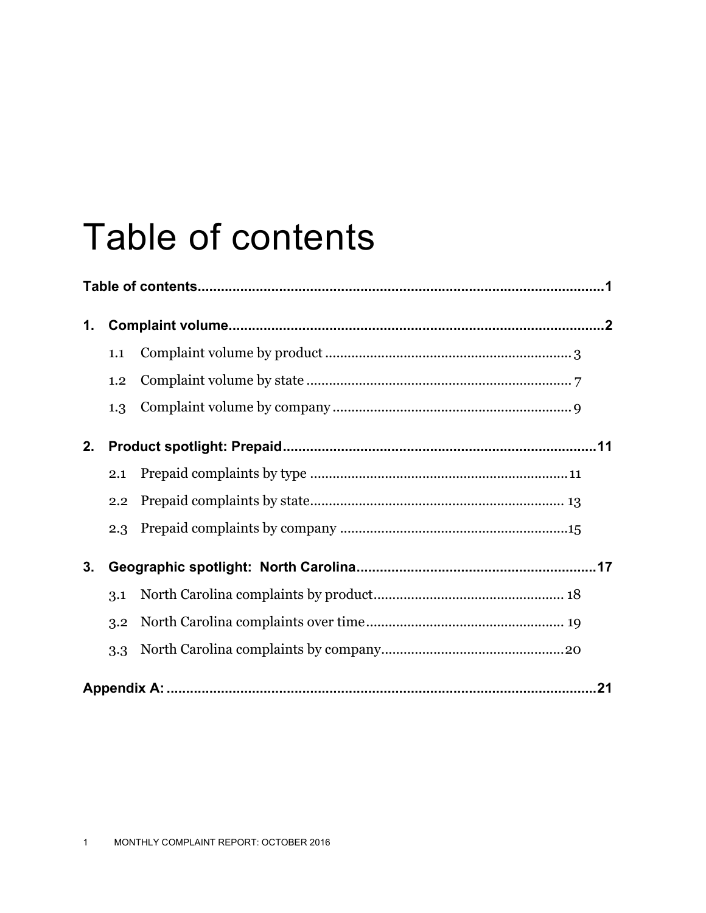# Table of contents

**Table of contents** .......... **1**

**1. Complaint volume** .......... **2**

- 1.1 Complaint volume by product .......... 3
- 1.2 Complaint volume by state .......... 7
- 1.3 Complaint volume by company .......... 9

**2. Product spotlight: Prepaid** .......... **11**

- 2.1 Prepaid complaints by type .......... 11
- 2.2 Prepaid complaints by state .......... 13
- 2.3 Prepaid complaints by company .......... 15

**3. Geographic spotlight: North Carolina** .......... **17**

- 3.1 North Carolina complaints by product .......... 18
- 3.2 North Carolina complaints over time .......... 19
- 3.3 North Carolina complaints by company .......... 20

**Appendix A:** .......... **21**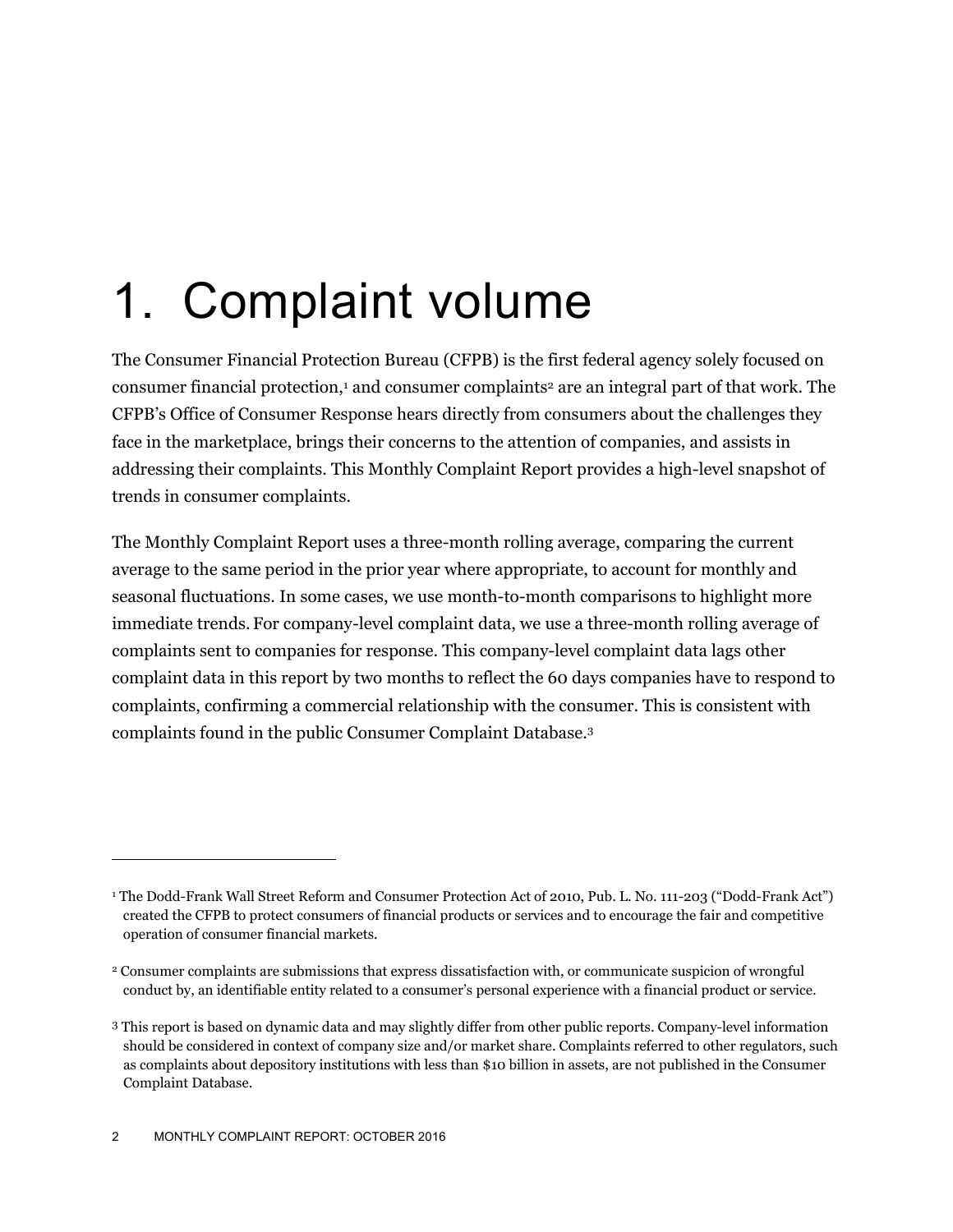# 1. Complaint volume

The Consumer Financial Protection Bureau (CFPB) is the first federal agency solely focused on consumer financial protection,[1] and consumer complaints[2] are an integral part of that work. The CFPB's Office of Consumer Response hears directly from consumers about the challenges they face in the marketplace, brings their concerns to the attention of companies, and assists in addressing their complaints. This Monthly Complaint Report provides a high-level snapshot of trends in consumer complaints.

The Monthly Complaint Report uses a three-month rolling average, comparing the current average to the same period in the prior year where appropriate, to account for monthly and seasonal fluctuations. In some cases, we use month-to-month comparisons to highlight more immediate trends. For company-level complaint data, we use a three-month rolling average of complaints sent to companies for response. This company-level complaint data lags other complaint data in this report by two months to reflect the 60 days companies have to respond to complaints, confirming a commercial relationship with the consumer. This is consistent with complaints found in the public Consumer Complaint Database.[3]

---

[1] The Dodd-Frank Wall Street Reform and Consumer Protection Act of 2010, Pub. L. No. 111-203 ("Dodd-Frank Act") created the CFPB to protect consumers of financial products or services and to encourage the fair and competitive operation of consumer financial markets.

[2] Consumer complaints are submissions that express dissatisfaction with, or communicate suspicion of wrongful conduct by, an identifiable entity related to a consumer's personal experience with a financial product or service.

[3] This report is based on dynamic data and may slightly differ from other public reports. Company-level information should be considered in context of company size and/or market share. Complaints referred to other regulators, such as complaints about depository institutions with less than $10 billion in assets, are not published in the Consumer Complaint Database.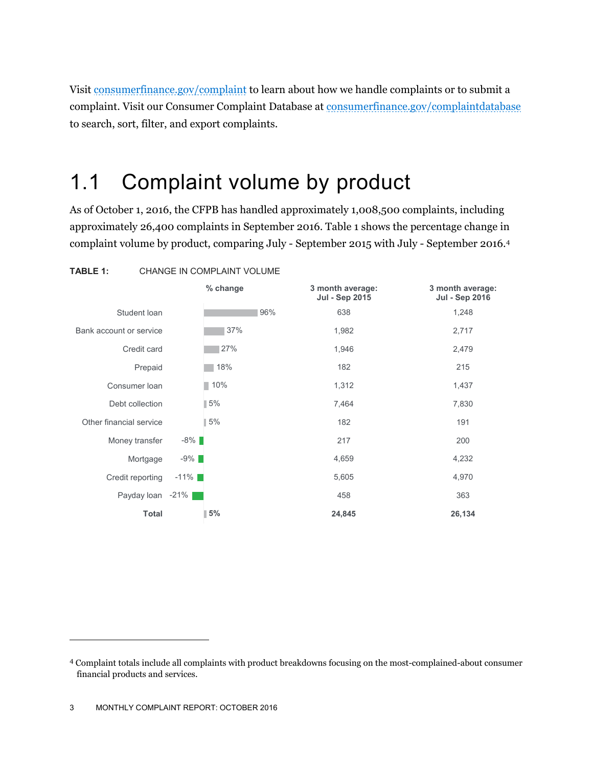Visit [consumerfinance.gov/complaint](consumerfinance.gov/complaint) to learn about how we handle complaints or to submit a complaint. Visit our Consumer Complaint Database at [consumerfinance.gov/complaintdatabase](consumerfinance.gov/complaintdatabase) to search, sort, filter, and export complaints.

## 1.1 Complaint volume by product

As of October 1, 2016, the CFPB has handled approximately 1,008,500 complaints, including approximately 26,400 complaints in September 2016. Table 1 shows the percentage change in complaint volume by product, comparing July - September 2015 with July - September 2016.[4]

**TABLE 1:** CHANGE IN COMPLAINT VOLUME

| | % change | 3 month average: Jul - Sep 2015 | 3 month average: Jul - Sep 2016 |
|---|---|---|---|
| Student loan | 96% | 638 | 1,248 |
| Bank account or service | 37% | 1,982 | 2,717 |
| Credit card | 27% | 1,946 | 2,479 |
| Prepaid | 18% | 182 | 215 |
| Consumer loan | 10% | 1,312 | 1,437 |
| Debt collection | 5% | 7,464 | 7,830 |
| Other financial service | 5% | 182 | 191 |
| Money transfer | -8% | 217 | 200 |
| Mortgage | -9% | 4,659 | 4,232 |
| Credit reporting | -11% | 5,605 | 4,970 |
| Payday loan | -21% | 458 | 363 |
| **Total** | **5%** | **24,845** | **26,134** |

[4] Complaint totals include all complaints with product breakdowns focusing on the most-complained-about consumer financial products and services.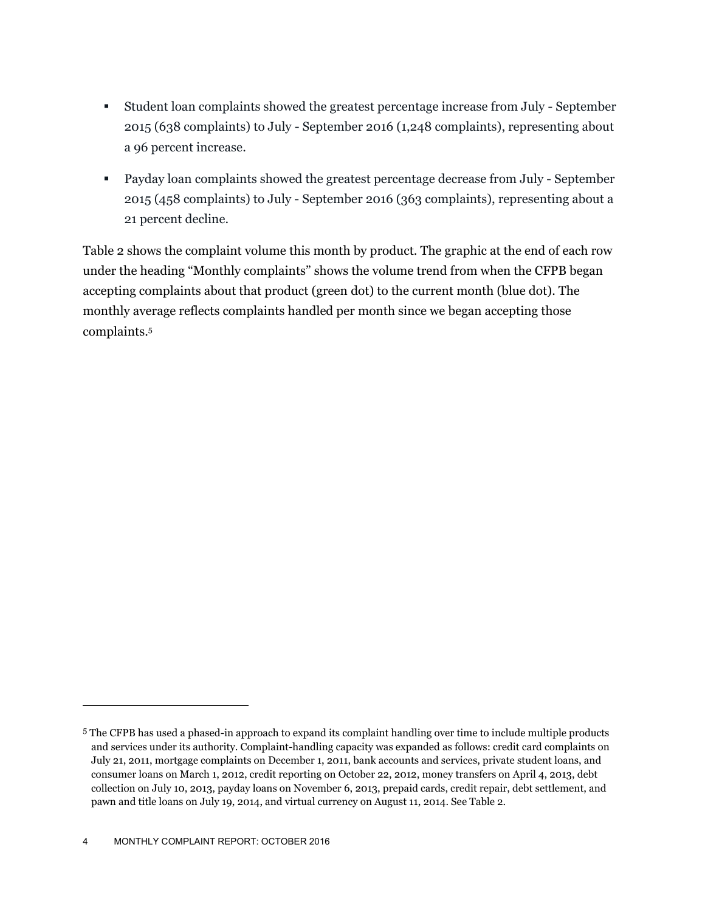- Student loan complaints showed the greatest percentage increase from July - September 2015 (638 complaints) to July - September 2016 (1,248 complaints), representing about a 96 percent increase.

- Payday loan complaints showed the greatest percentage decrease from July - September 2015 (458 complaints) to July - September 2016 (363 complaints), representing about a 21 percent decline.

Table 2 shows the complaint volume this month by product. The graphic at the end of each row under the heading "Monthly complaints" shows the volume trend from when the CFPB began accepting complaints about that product (green dot) to the current month (blue dot). The monthly average reflects complaints handled per month since we began accepting those complaints.[5]

---

[5] The CFPB has used a phased-in approach to expand its complaint handling over time to include multiple products and services under its authority. Complaint-handling capacity was expanded as follows: credit card complaints on July 21, 2011, mortgage complaints on December 1, 2011, bank accounts and services, private student loans, and consumer loans on March 1, 2012, credit reporting on October 22, 2012, money transfers on April 4, 2013, debt collection on July 10, 2013, payday loans on November 6, 2013, prepaid cards, credit repair, debt settlement, and pawn and title loans on July 19, 2014, and virtual currency on August 11, 2014. See Table 2.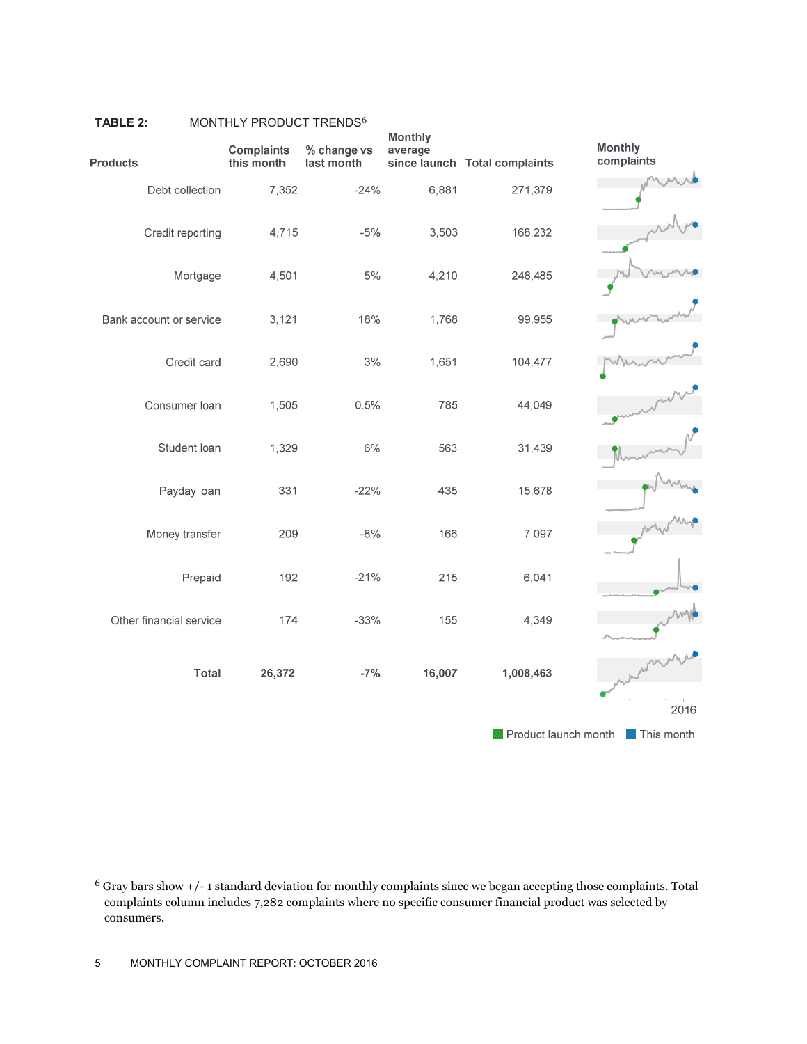**TABLE 2:** MONTHLY PRODUCT TRENDS[6]

| Products | Complaints this month | % change vs last month | Monthly average since launch | Total complaints | Monthly complaints |
|---|---|---|---|---|---|
| Debt collection | 7,352 | -24% | 6,881 | 271,379 | |
| Credit reporting | 4,715 | -5% | 3,503 | 168,232 | |
| Mortgage | 4,501 | 5% | 4,210 | 248,485 | |
| Bank account or service | 3,121 | 18% | 1,768 | 99,955 | |
| Credit card | 2,690 | 3% | 1,651 | 104,477 | |
| Consumer loan | 1,505 | 0.5% | 785 | 44,049 | |
| Student loan | 1,329 | 6% | 563 | 31,439 | |
| Payday loan | 331 | -22% | 435 | 15,678 | |
| Money transfer | 209 | -8% | 166 | 7,097 | |
| Prepaid | 192 | -21% | 215 | 6,041 | |
| Other financial service | 174 | -33% | 155 | 4,349 | |
| **Total** | **26,372** | **-7%** | **16,007** | **1,008,463** | |

2016

Product launch month   This month

[6] Gray bars show +/- 1 standard deviation for monthly complaints since we began accepting those complaints. Total complaints column includes 7,282 complaints where no specific consumer financial product was selected by consumers.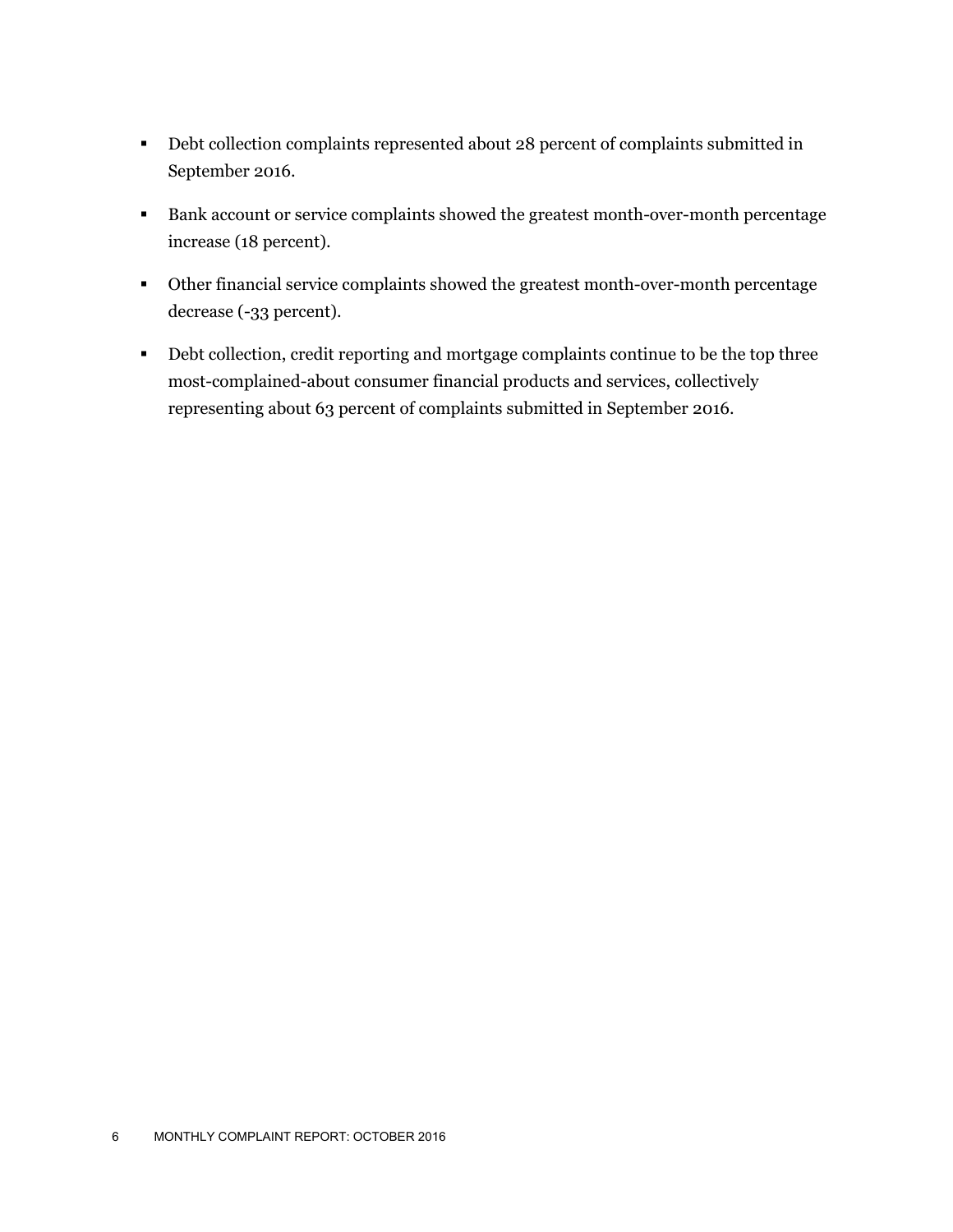- Debt collection complaints represented about 28 percent of complaints submitted in September 2016.
- Bank account or service complaints showed the greatest month-over-month percentage increase (18 percent).
- Other financial service complaints showed the greatest month-over-month percentage decrease (-33 percent).
- Debt collection, credit reporting and mortgage complaints continue to be the top three most-complained-about consumer financial products and services, collectively representing about 63 percent of complaints submitted in September 2016.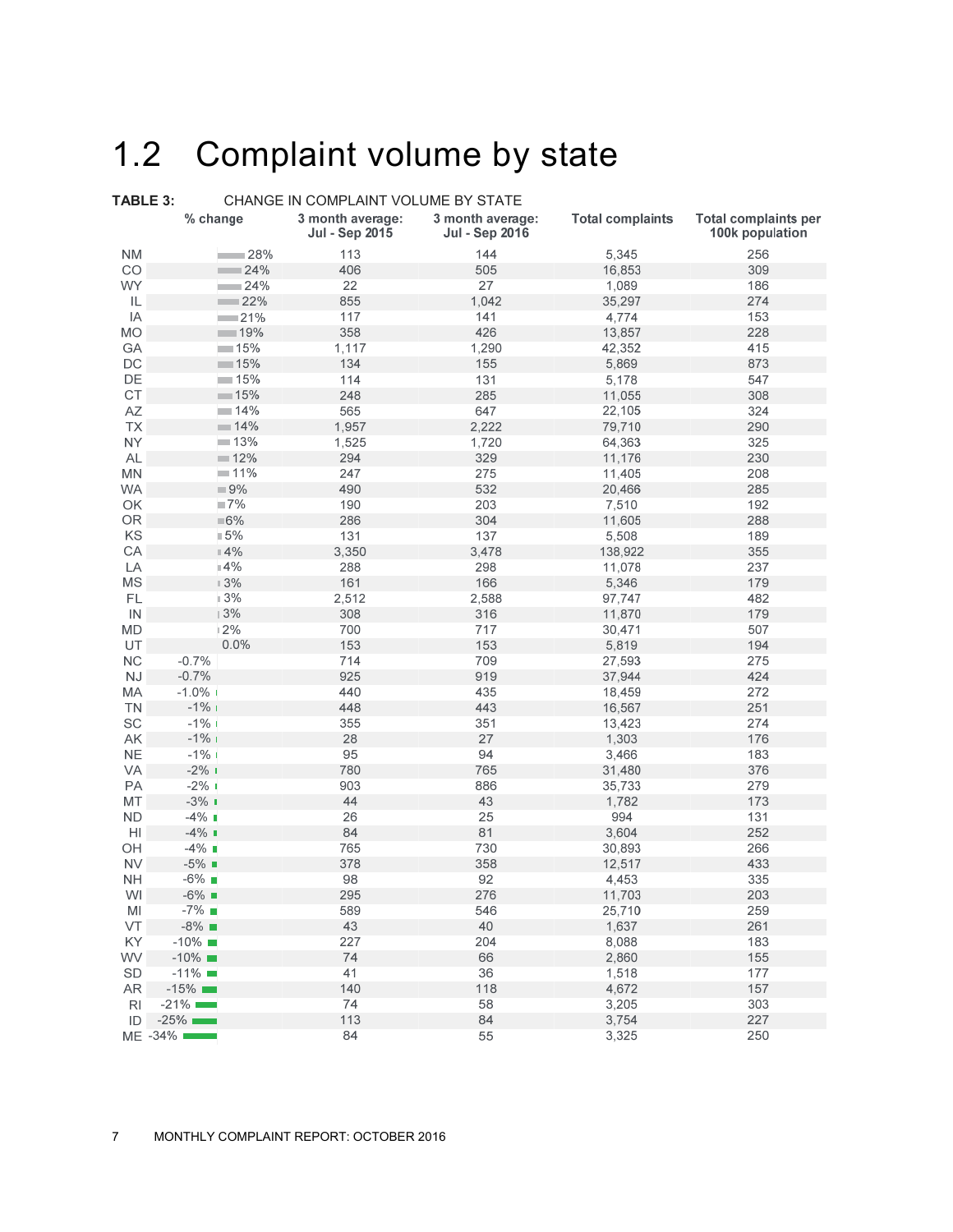# 1.2 Complaint volume by state

**TABLE 3:** CHANGE IN COMPLAINT VOLUME BY STATE

| | % change | 3 month average: Jul - Sep 2015 | 3 month average: Jul - Sep 2016 | Total complaints | Total complaints per 100k population |
|---|---|---|---|---|---|
| NM | 28% | 113 | 144 | 5,345 | 256 |
| CO | 24% | 406 | 505 | 16,853 | 309 |
| WY | 24% | 22 | 27 | 1,089 | 186 |
| IL | 22% | 855 | 1,042 | 35,297 | 274 |
| IA | 21% | 117 | 141 | 4,774 | 153 |
| MO | 19% | 358 | 426 | 13,857 | 228 |
| GA | 15% | 1,117 | 1,290 | 42,352 | 415 |
| DC | 15% | 134 | 155 | 5,869 | 873 |
| DE | 15% | 114 | 131 | 5,178 | 547 |
| CT | 15% | 248 | 285 | 11,055 | 308 |
| AZ | 14% | 565 | 647 | 22,105 | 324 |
| TX | 14% | 1,957 | 2,222 | 79,710 | 290 |
| NY | 13% | 1,525 | 1,720 | 64,363 | 325 |
| AL | 12% | 294 | 329 | 11,176 | 230 |
| MN | 11% | 247 | 275 | 11,405 | 208 |
| WA | 9% | 490 | 532 | 20,466 | 285 |
| OK | 7% | 190 | 203 | 7,510 | 192 |
| OR | 6% | 286 | 304 | 11,605 | 288 |
| KS | 5% | 131 | 137 | 5,508 | 189 |
| CA | 4% | 3,350 | 3,478 | 138,922 | 355 |
| LA | 4% | 288 | 298 | 11,078 | 237 |
| MS | 3% | 161 | 166 | 5,346 | 179 |
| FL | 3% | 2,512 | 2,588 | 97,747 | 482 |
| IN | 3% | 308 | 316 | 11,870 | 179 |
| MD | 2% | 700 | 717 | 30,471 | 507 |
| UT | 0.0% | 153 | 153 | 5,819 | 194 |
| NC | -0.7% | 714 | 709 | 27,593 | 275 |
| NJ | -0.7% | 925 | 919 | 37,944 | 424 |
| MA | -1.0% | 440 | 435 | 18,459 | 272 |
| TN | -1% | 448 | 443 | 16,567 | 251 |
| SC | -1% | 355 | 351 | 13,423 | 274 |
| AK | -1% | 28 | 27 | 1,303 | 176 |
| NE | -1% | 95 | 94 | 3,466 | 183 |
| VA | -2% | 780 | 765 | 31,480 | 376 |
| PA | -2% | 903 | 886 | 35,733 | 279 |
| MT | -3% | 44 | 43 | 1,782 | 173 |
| ND | -4% | 26 | 25 | 994 | 131 |
| HI | -4% | 84 | 81 | 3,604 | 252 |
| OH | -4% | 765 | 730 | 30,893 | 266 |
| NV | -5% | 378 | 358 | 12,517 | 433 |
| NH | -6% | 98 | 92 | 4,453 | 335 |
| WI | -6% | 295 | 276 | 11,703 | 203 |
| MI | -7% | 589 | 546 | 25,710 | 259 |
| VT | -8% | 43 | 40 | 1,637 | 261 |
| KY | -10% | 227 | 204 | 8,088 | 183 |
| WV | -10% | 74 | 66 | 2,860 | 155 |
| SD | -11% | 41 | 36 | 1,518 | 177 |
| AR | -15% | 140 | 118 | 4,672 | 157 |
| RI | -21% | 74 | 58 | 3,205 | 303 |
| ID | -25% | 113 | 84 | 3,754 | 227 |
| ME | -34% | 84 | 55 | 3,325 | 250 |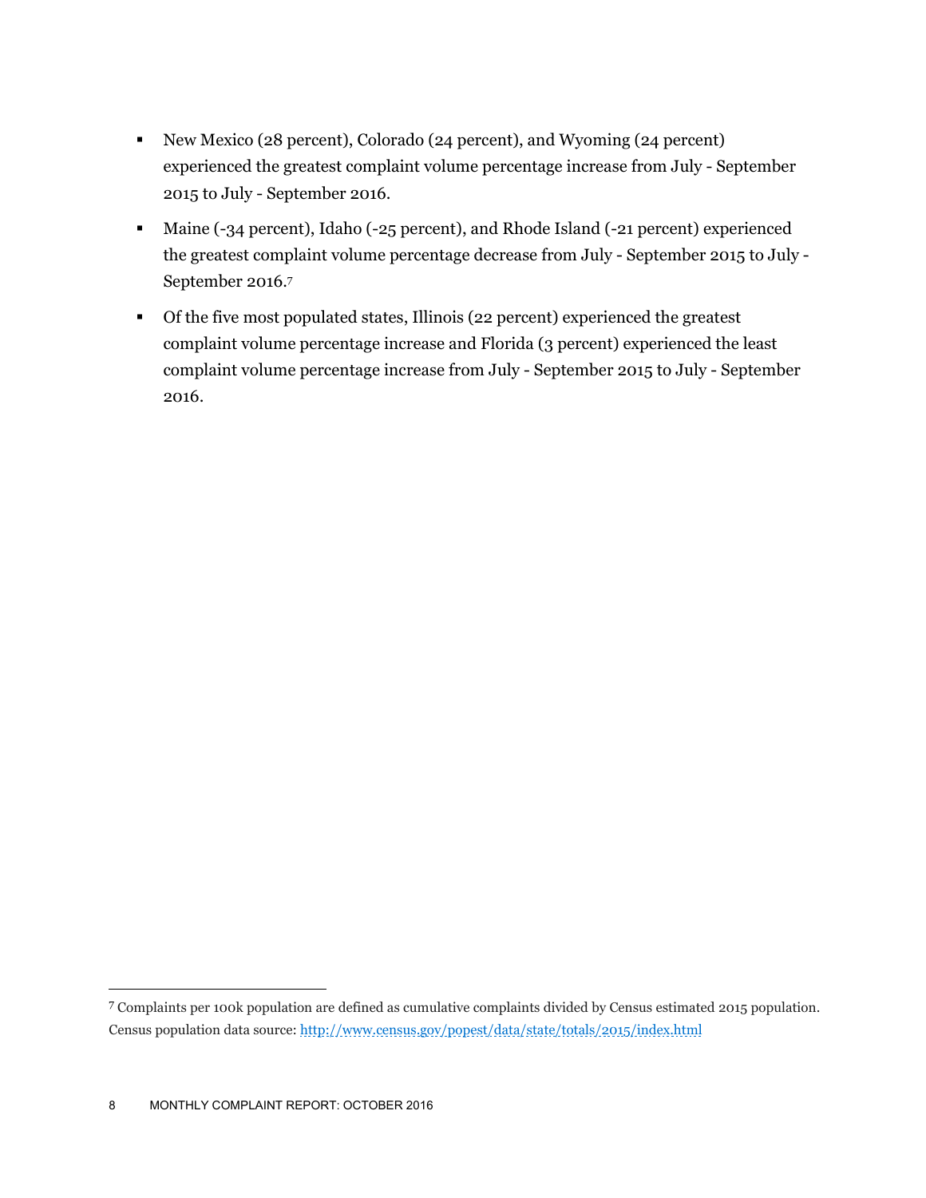- New Mexico (28 percent), Colorado (24 percent), and Wyoming (24 percent) experienced the greatest complaint volume percentage increase from July - September 2015 to July - September 2016.
- Maine (-34 percent), Idaho (-25 percent), and Rhode Island (-21 percent) experienced the greatest complaint volume percentage decrease from July - September 2015 to July - September 2016.[7]
- Of the five most populated states, Illinois (22 percent) experienced the greatest complaint volume percentage increase and Florida (3 percent) experienced the least complaint volume percentage increase from July - September 2015 to July - September 2016.

[7] Complaints per 100k population are defined as cumulative complaints divided by Census estimated 2015 population. Census population data source: http://www.census.gov/popest/data/state/totals/2015/index.html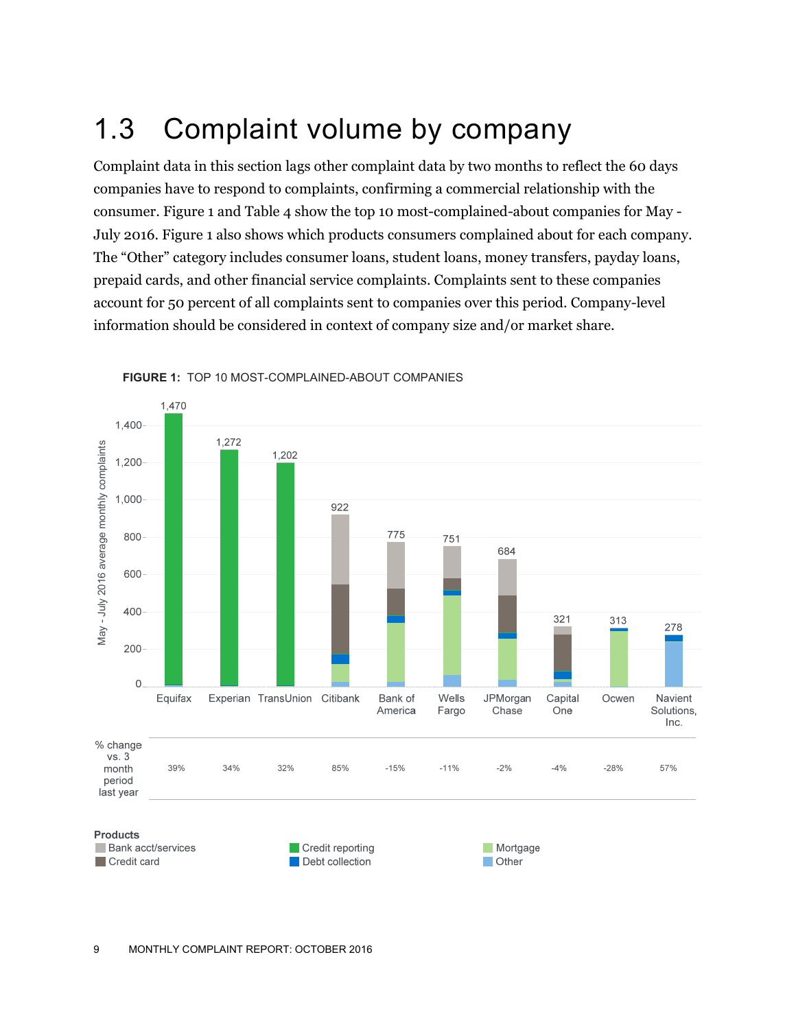## 1.3 Complaint volume by company

Complaint data in this section lags other complaint data by two months to reflect the 60 days companies have to respond to complaints, confirming a commercial relationship with the consumer. Figure 1 and Table 4 show the top 10 most-complained-about companies for May - July 2016. Figure 1 also shows which products consumers complained about for each company. The "Other" category includes consumer loans, student loans, money transfers, payday loans, prepaid cards, and other financial service complaints. Complaints sent to these companies account for 50 percent of all complaints sent to companies over this period. Company-level information should be considered in context of company size and/or market share.

**FIGURE 1:** TOP 10 MOST-COMPLAINED-ABOUT COMPANIES

| | Equifax | Experian | TransUnion | Citibank | Bank of America | Wells Fargo | JPMorgan Chase | Capital One | Ocwen | Navient Solutions, Inc. |
|---|---|---|---|---|---|---|---|---|---|---|
| May - July 2016 average monthly complaints | 1,470 | 1,272 | 1,202 | 922 | 775 | 751 | 684 | 321 | 313 | 278 |
| % change vs. 3 month period last year | 39% | 34% | 32% | 85% | -15% | -11% | -2% | -4% | -28% | 57% |

Products: Bank acct/services; Credit card; Credit reporting; Debt collection; Mortgage; Other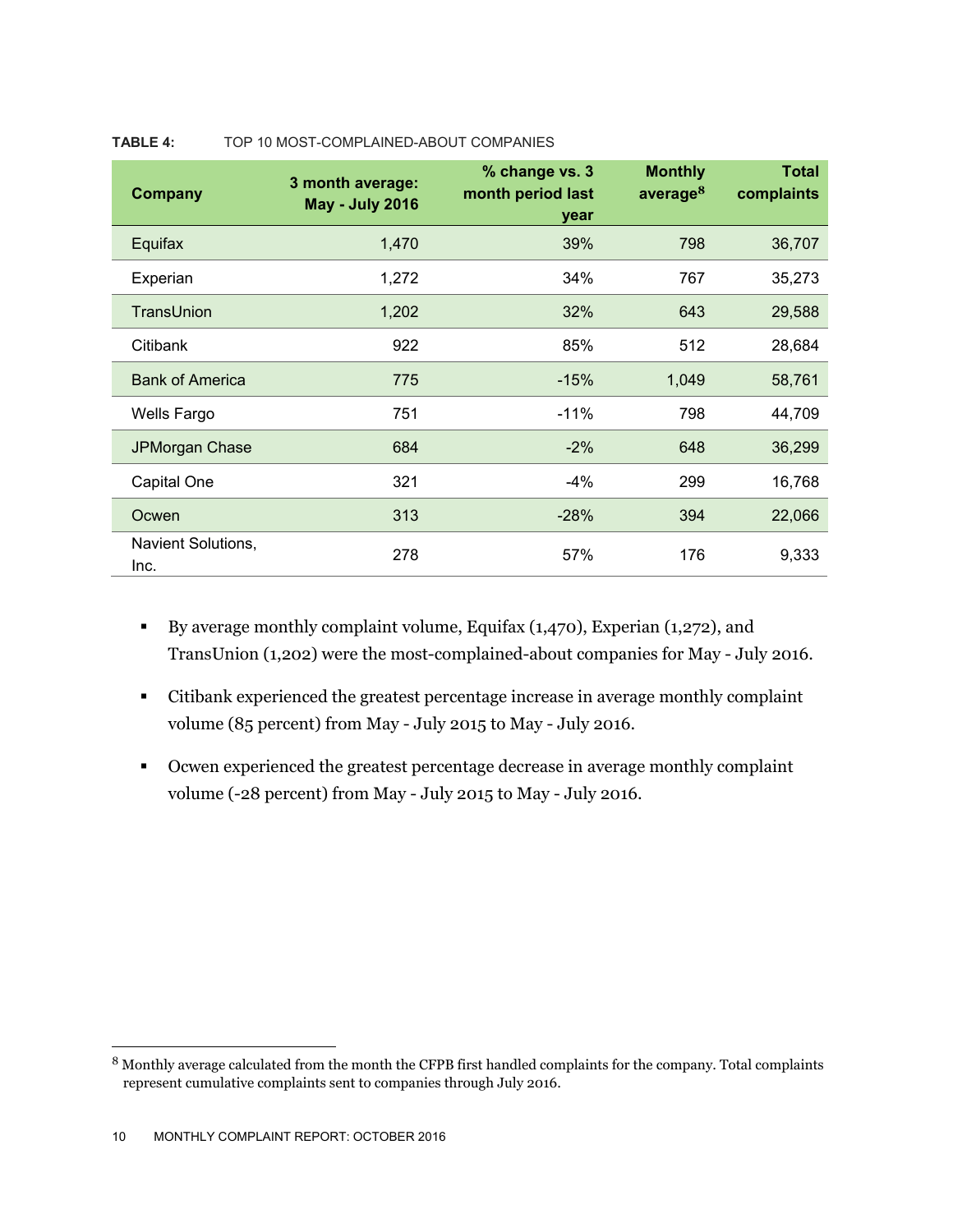**TABLE 4:** TOP 10 MOST-COMPLAINED-ABOUT COMPANIES

| Company | 3 month average: May - July 2016 | % change vs. 3 month period last year | Monthly average[8] | Total complaints |
|---|---|---|---|---|
| Equifax | 1,470 | 39% | 798 | 36,707 |
| Experian | 1,272 | 34% | 767 | 35,273 |
| TransUnion | 1,202 | 32% | 643 | 29,588 |
| Citibank | 922 | 85% | 512 | 28,684 |
| Bank of America | 775 | -15% | 1,049 | 58,761 |
| Wells Fargo | 751 | -11% | 798 | 44,709 |
| JPMorgan Chase | 684 | -2% | 648 | 36,299 |
| Capital One | 321 | -4% | 299 | 16,768 |
| Ocwen | 313 | -28% | 394 | 22,066 |
| Navient Solutions, Inc. | 278 | 57% | 176 | 9,333 |

- By average monthly complaint volume, Equifax (1,470), Experian (1,272), and TransUnion (1,202) were the most-complained-about companies for May - July 2016.
- Citibank experienced the greatest percentage increase in average monthly complaint volume (85 percent) from May - July 2015 to May - July 2016.
- Ocwen experienced the greatest percentage decrease in average monthly complaint volume (-28 percent) from May - July 2015 to May - July 2016.

[8] Monthly average calculated from the month the CFPB first handled complaints for the company. Total complaints represent cumulative complaints sent to companies through July 2016.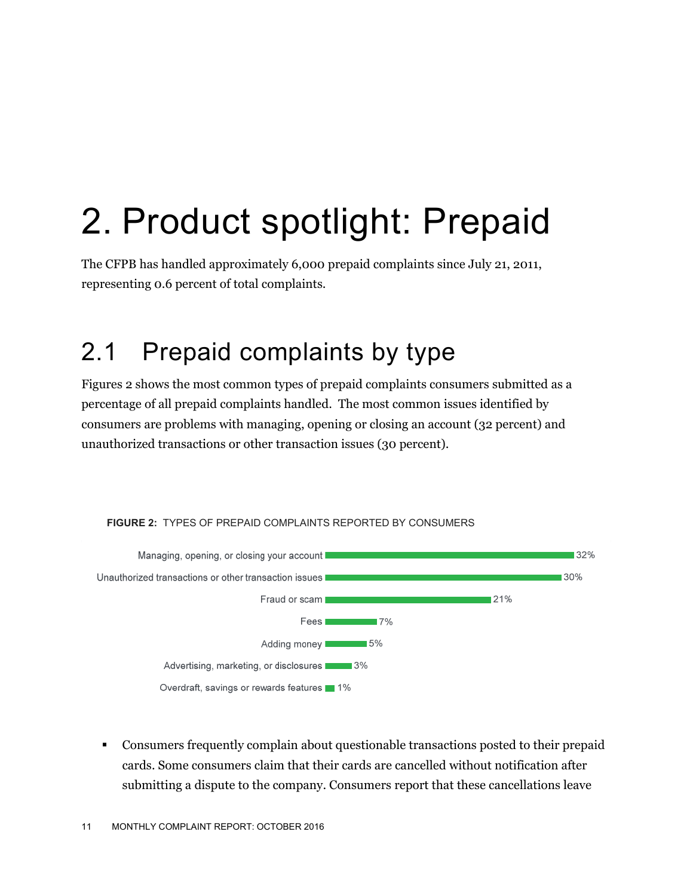# 2. Product spotlight: Prepaid

The CFPB has handled approximately 6,000 prepaid complaints since July 21, 2011, representing 0.6 percent of total complaints.

## 2.1 Prepaid complaints by type

Figures 2 shows the most common types of prepaid complaints consumers submitted as a percentage of all prepaid complaints handled. The most common issues identified by consumers are problems with managing, opening or closing an account (32 percent) and unauthorized transactions or other transaction issues (30 percent).

**FIGURE 2:** TYPES OF PREPAID COMPLAINTS REPORTED BY CONSUMERS

| Complaint type | Percent |
| --- | --- |
| Managing, opening, or closing your account | 32% |
| Unauthorized transactions or other transaction issues | 30% |
| Fraud or scam | 21% |
| Fees | 7% |
| Adding money | 5% |
| Advertising, marketing, or disclosures | 3% |
| Overdraft, savings or rewards features | 1% |

- Consumers frequently complain about questionable transactions posted to their prepaid cards. Some consumers claim that their cards are cancelled without notification after submitting a dispute to the company. Consumers report that these cancellations leave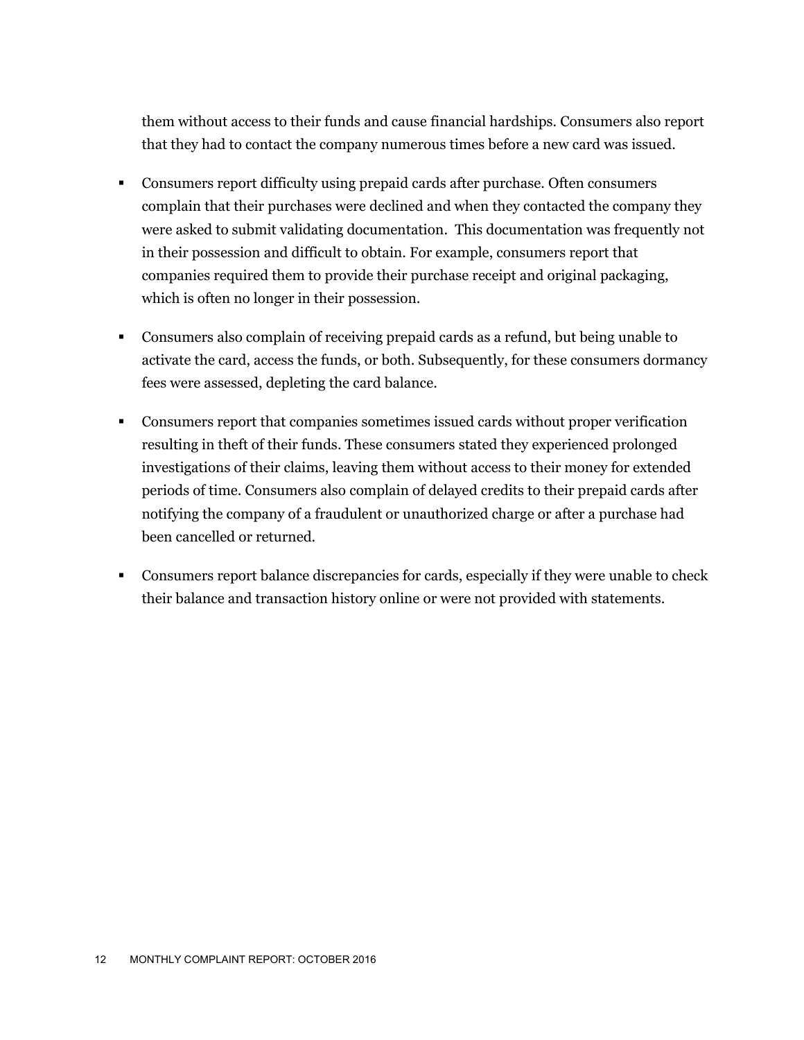them without access to their funds and cause financial hardships. Consumers also report that they had to contact the company numerous times before a new card was issued.

- Consumers report difficulty using prepaid cards after purchase. Often consumers complain that their purchases were declined and when they contacted the company they were asked to submit validating documentation. This documentation was frequently not in their possession and difficult to obtain. For example, consumers report that companies required them to provide their purchase receipt and original packaging, which is often no longer in their possession.

- Consumers also complain of receiving prepaid cards as a refund, but being unable to activate the card, access the funds, or both. Subsequently, for these consumers dormancy fees were assessed, depleting the card balance.

- Consumers report that companies sometimes issued cards without proper verification resulting in theft of their funds. These consumers stated they experienced prolonged investigations of their claims, leaving them without access to their money for extended periods of time. Consumers also complain of delayed credits to their prepaid cards after notifying the company of a fraudulent or unauthorized charge or after a purchase had been cancelled or returned.

- Consumers report balance discrepancies for cards, especially if they were unable to check their balance and transaction history online or were not provided with statements.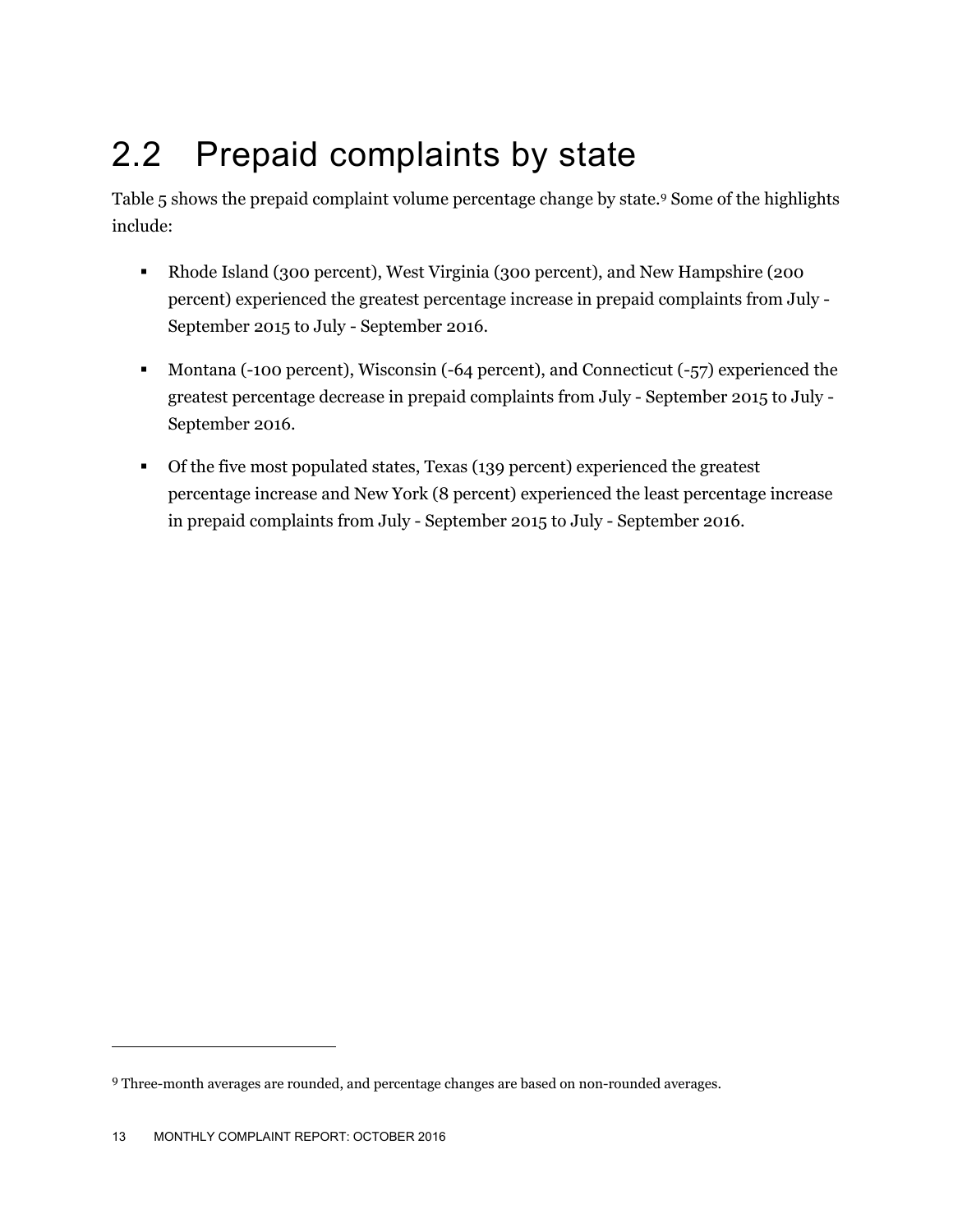## 2.2 Prepaid complaints by state

Table 5 shows the prepaid complaint volume percentage change by state.[9] Some of the highlights include:

- Rhode Island (300 percent), West Virginia (300 percent), and New Hampshire (200 percent) experienced the greatest percentage increase in prepaid complaints from July - September 2015 to July - September 2016.
- Montana (-100 percent), Wisconsin (-64 percent), and Connecticut (-57) experienced the greatest percentage decrease in prepaid complaints from July - September 2015 to July - September 2016.
- Of the five most populated states, Texas (139 percent) experienced the greatest percentage increase and New York (8 percent) experienced the least percentage increase in prepaid complaints from July - September 2015 to July - September 2016.

[9] Three-month averages are rounded, and percentage changes are based on non-rounded averages.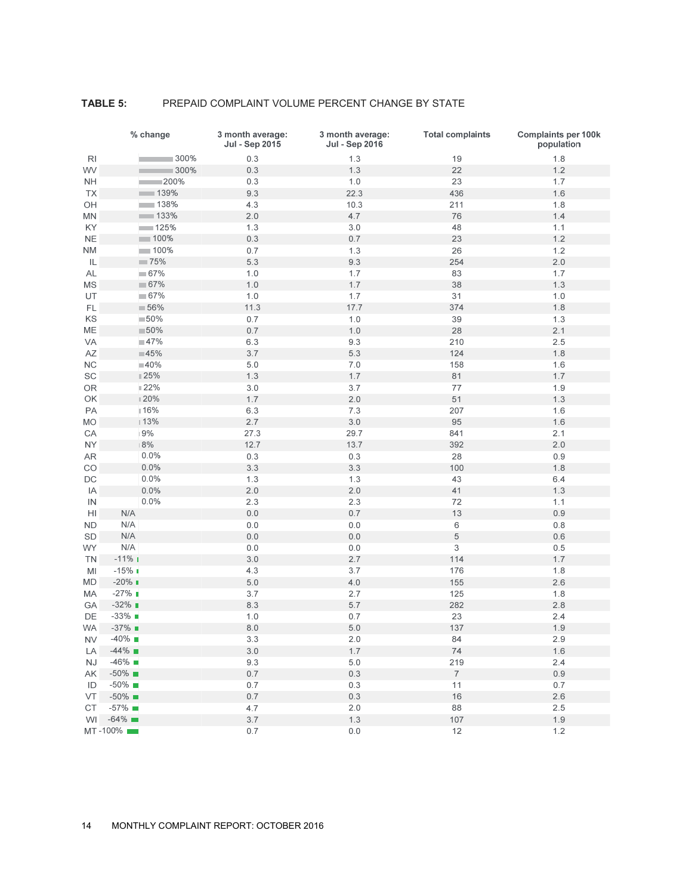**TABLE 5:** PREPAID COMPLAINT VOLUME PERCENT CHANGE BY STATE

| | % change | 3 month average: Jul - Sep 2015 | 3 month average: Jul - Sep 2016 | Total complaints | Complaints per 100k population |
|---|---|---|---|---|---|
| RI | 300% | 0.3 | 1.3 | 19 | 1.8 |
| WV | 300% | 0.3 | 1.3 | 22 | 1.2 |
| NH | 200% | 0.3 | 1.0 | 23 | 1.7 |
| TX | 139% | 9.3 | 22.3 | 436 | 1.6 |
| OH | 138% | 4.3 | 10.3 | 211 | 1.8 |
| MN | 133% | 2.0 | 4.7 | 76 | 1.4 |
| KY | 125% | 1.3 | 3.0 | 48 | 1.1 |
| NE | 100% | 0.3 | 0.7 | 23 | 1.2 |
| NM | 100% | 0.7 | 1.3 | 26 | 1.2 |
| IL | 75% | 5.3 | 9.3 | 254 | 2.0 |
| AL | 67% | 1.0 | 1.7 | 83 | 1.7 |
| MS | 67% | 1.0 | 1.7 | 38 | 1.3 |
| UT | 67% | 1.0 | 1.7 | 31 | 1.0 |
| FL | 56% | 11.3 | 17.7 | 374 | 1.8 |
| KS | 50% | 0.7 | 1.0 | 39 | 1.3 |
| ME | 50% | 0.7 | 1.0 | 28 | 2.1 |
| VA | 47% | 6.3 | 9.3 | 210 | 2.5 |
| AZ | 45% | 3.7 | 5.3 | 124 | 1.8 |
| NC | 40% | 5.0 | 7.0 | 158 | 1.6 |
| SC | 25% | 1.3 | 1.7 | 81 | 1.7 |
| OR | 22% | 3.0 | 3.7 | 77 | 1.9 |
| OK | 20% | 1.7 | 2.0 | 51 | 1.3 |
| PA | 16% | 6.3 | 7.3 | 207 | 1.6 |
| MO | 13% | 2.7 | 3.0 | 95 | 1.6 |
| CA | 9% | 27.3 | 29.7 | 841 | 2.1 |
| NY | 8% | 12.7 | 13.7 | 392 | 2.0 |
| AR | 0.0% | 0.3 | 0.3 | 28 | 0.9 |
| CO | 0.0% | 3.3 | 3.3 | 100 | 1.8 |
| DC | 0.0% | 1.3 | 1.3 | 43 | 6.4 |
| IA | 0.0% | 2.0 | 2.0 | 41 | 1.3 |
| IN | 0.0% | 2.3 | 2.3 | 72 | 1.1 |
| HI | N/A | 0.0 | 0.7 | 13 | 0.9 |
| ND | N/A | 0.0 | 0.0 | 6 | 0.8 |
| SD | N/A | 0.0 | 0.0 | 5 | 0.6 |
| WY | N/A | 0.0 | 0.0 | 3 | 0.5 |
| TN | -11% | 3.0 | 2.7 | 114 | 1.7 |
| MI | -15% | 4.3 | 3.7 | 176 | 1.8 |
| MD | -20% | 5.0 | 4.0 | 155 | 2.6 |
| MA | -27% | 3.7 | 2.7 | 125 | 1.8 |
| GA | -32% | 8.3 | 5.7 | 282 | 2.8 |
| DE | -33% | 1.0 | 0.7 | 23 | 2.4 |
| WA | -37% | 8.0 | 5.0 | 137 | 1.9 |
| NV | -40% | 3.3 | 2.0 | 84 | 2.9 |
| LA | -44% | 3.0 | 1.7 | 74 | 1.6 |
| NJ | -46% | 9.3 | 5.0 | 219 | 2.4 |
| AK | -50% | 0.7 | 0.3 | 7 | 0.9 |
| ID | -50% | 0.7 | 0.3 | 11 | 0.7 |
| VT | -50% | 0.7 | 0.3 | 16 | 2.6 |
| CT | -57% | 4.7 | 2.0 | 88 | 2.5 |
| WI | -64% | 3.7 | 1.3 | 107 | 1.9 |
| MT | -100% | 0.7 | 0.0 | 12 | 1.2 |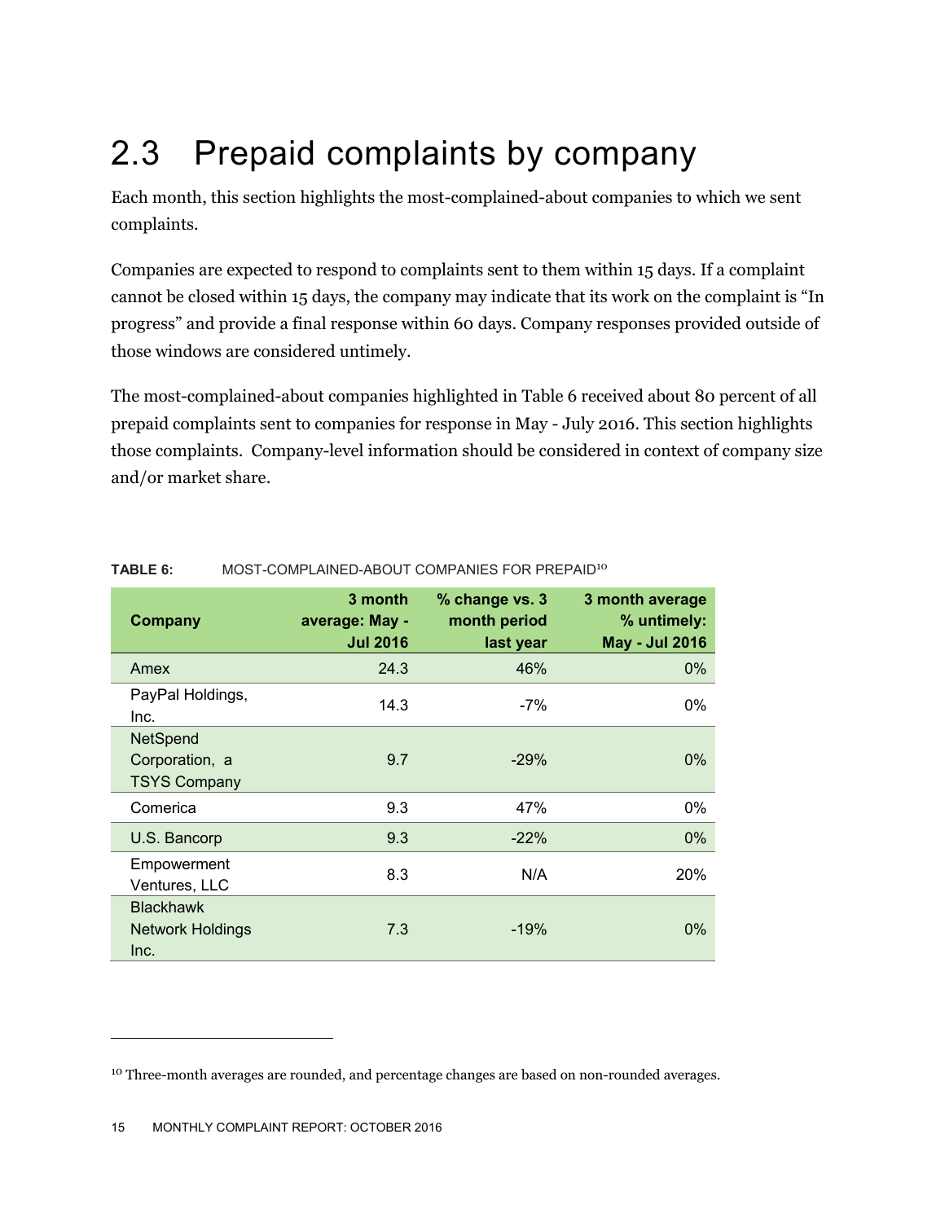## 2.3 Prepaid complaints by company

Each month, this section highlights the most-complained-about companies to which we sent complaints.

Companies are expected to respond to complaints sent to them within 15 days. If a complaint cannot be closed within 15 days, the company may indicate that its work on the complaint is "In progress" and provide a final response within 60 days. Company responses provided outside of those windows are considered untimely.

The most-complained-about companies highlighted in Table 6 received about 80 percent of all prepaid complaints sent to companies for response in May - July 2016. This section highlights those complaints. Company-level information should be considered in context of company size and/or market share.

**TABLE 6:** MOST-COMPLAINED-ABOUT COMPANIES FOR PREPAID[10]

| Company | 3 month average: May - Jul 2016 | % change vs. 3 month period last year | 3 month average % untimely: May - Jul 2016 |
|---|---|---|---|
| Amex | 24.3 | 46% | 0% |
| PayPal Holdings, Inc. | 14.3 | -7% | 0% |
| NetSpend Corporation, a TSYS Company | 9.7 | -29% | 0% |
| Comerica | 9.3 | 47% | 0% |
| U.S. Bancorp | 9.3 | -22% | 0% |
| Empowerment Ventures, LLC | 8.3 | N/A | 20% |
| Blackhawk Network Holdings Inc. | 7.3 | -19% | 0% |

[10] Three-month averages are rounded, and percentage changes are based on non-rounded averages.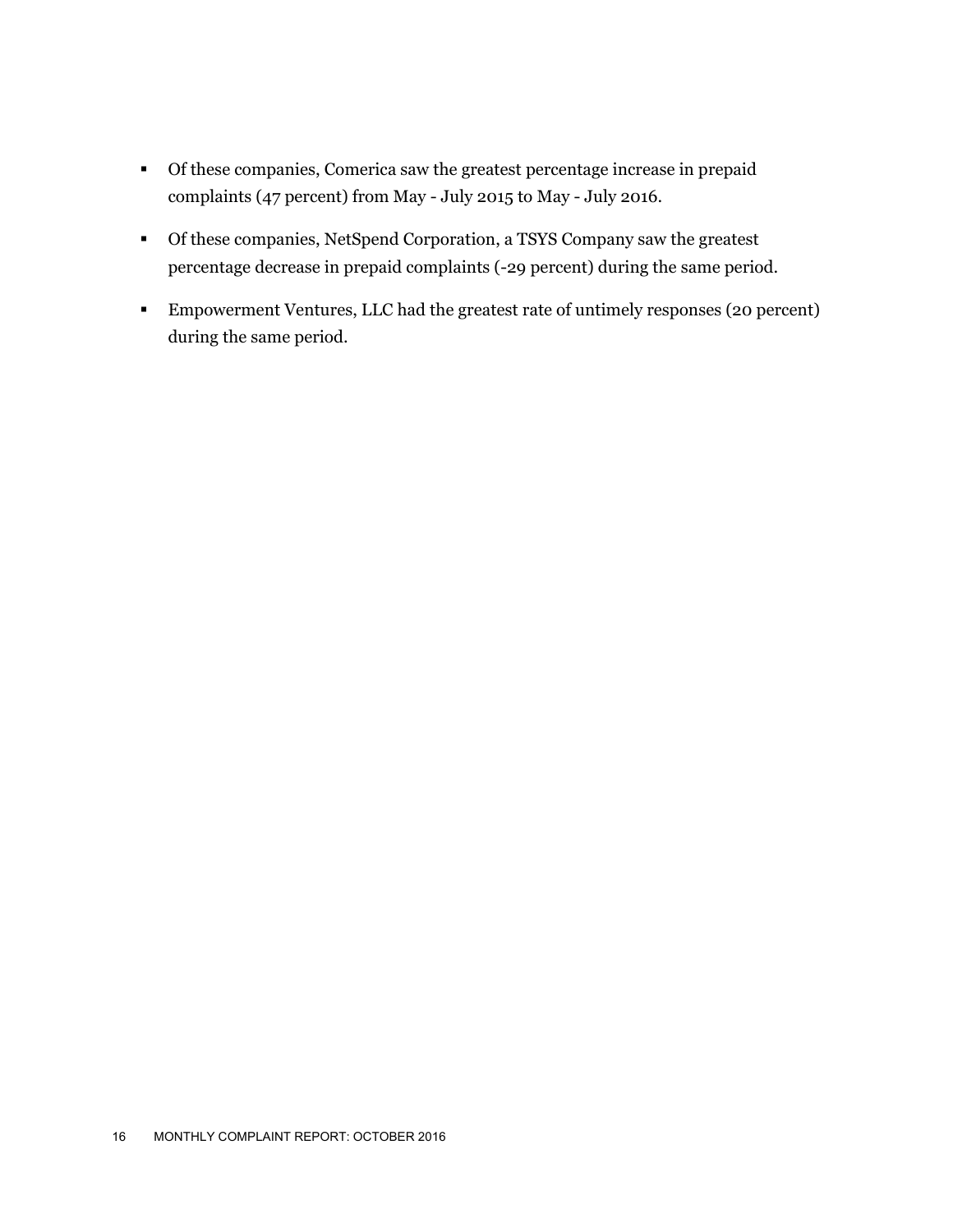- Of these companies, Comerica saw the greatest percentage increase in prepaid complaints (47 percent) from May - July 2015 to May - July 2016.
- Of these companies, NetSpend Corporation, a TSYS Company saw the greatest percentage decrease in prepaid complaints (-29 percent) during the same period.
- Empowerment Ventures, LLC had the greatest rate of untimely responses (20 percent) during the same period.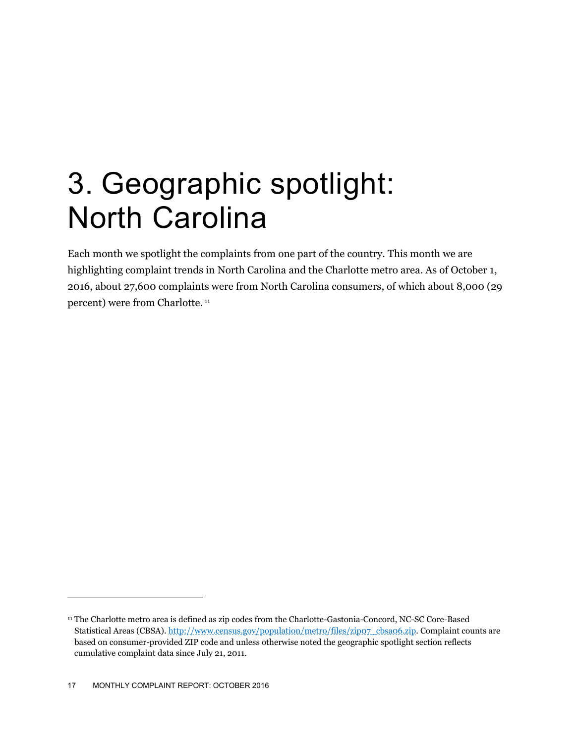# 3. Geographic spotlight: North Carolina

Each month we spotlight the complaints from one part of the country. This month we are highlighting complaint trends in North Carolina and the Charlotte metro area. As of October 1, 2016, about 27,600 complaints were from North Carolina consumers, of which about 8,000 (29 percent) were from Charlotte.[11]

---

[11] The Charlotte metro area is defined as zip codes from the Charlotte-Gastonia-Concord, NC-SC Core-Based Statistical Areas (CBSA). http://www.census.gov/population/metro/files/zip07_cbsa06.zip. Complaint counts are based on consumer-provided ZIP code and unless otherwise noted the geographic spotlight section reflects cumulative complaint data since July 21, 2011.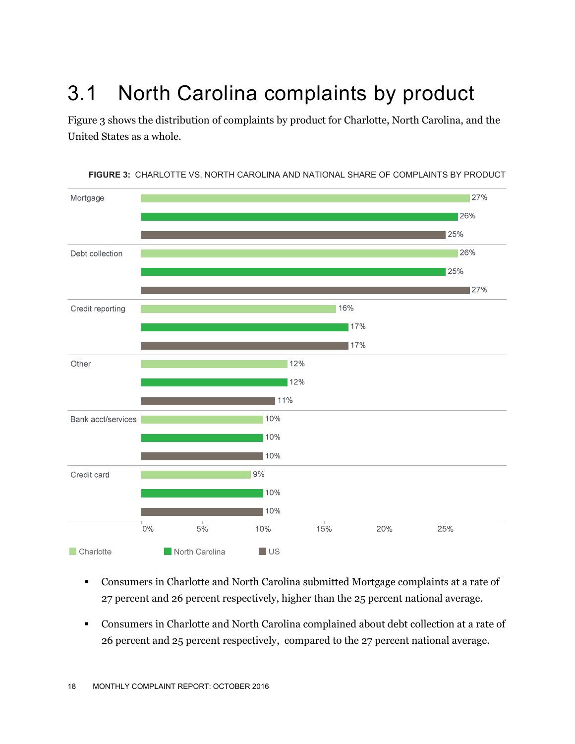## 3.1 North Carolina complaints by product

Figure 3 shows the distribution of complaints by product for Charlotte, North Carolina, and the United States as a whole.

**FIGURE 3:** CHARLOTTE VS. NORTH CAROLINA AND NATIONAL SHARE OF COMPLAINTS BY PRODUCT

| Product | Charlotte | North Carolina | US |
|---|---|---|---|
| Mortgage | 27% | 26% | 25% |
| Debt collection | 26% | 25% | 27% |
| Credit reporting | 16% | 17% | 17% |
| Other | 12% | 12% | 11% |
| Bank acct/services | 10% | 10% | 10% |
| Credit card | 9% | 10% | 10% |

- Consumers in Charlotte and North Carolina submitted Mortgage complaints at a rate of 27 percent and 26 percent respectively, higher than the 25 percent national average.
- Consumers in Charlotte and North Carolina complained about debt collection at a rate of 26 percent and 25 percent respectively, compared to the 27 percent national average.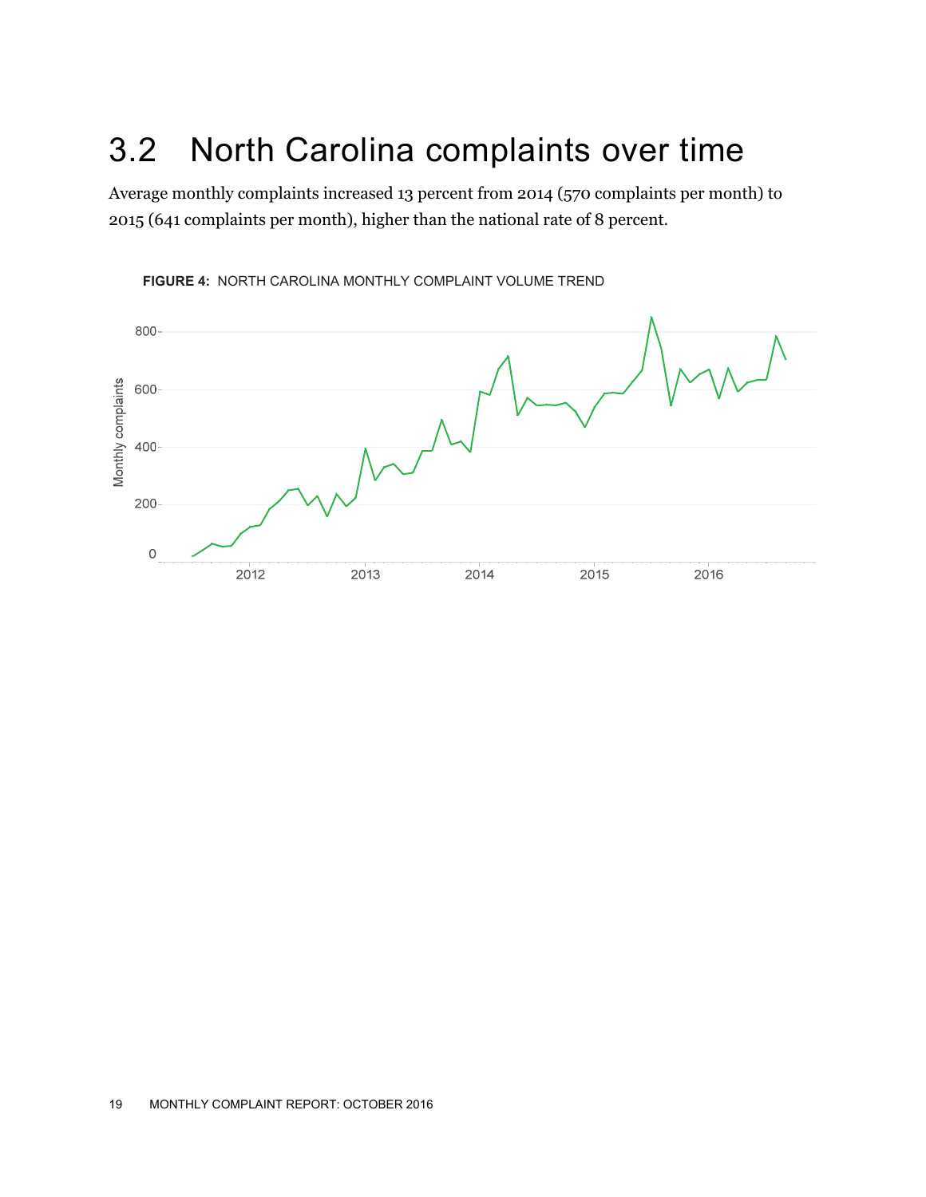## 3.2 North Carolina complaints over time

Average monthly complaints increased 13 percent from 2014 (570 complaints per month) to 2015 (641 complaints per month), higher than the national rate of 8 percent.

**FIGURE 4:** NORTH CAROLINA MONTHLY COMPLAINT VOLUME TREND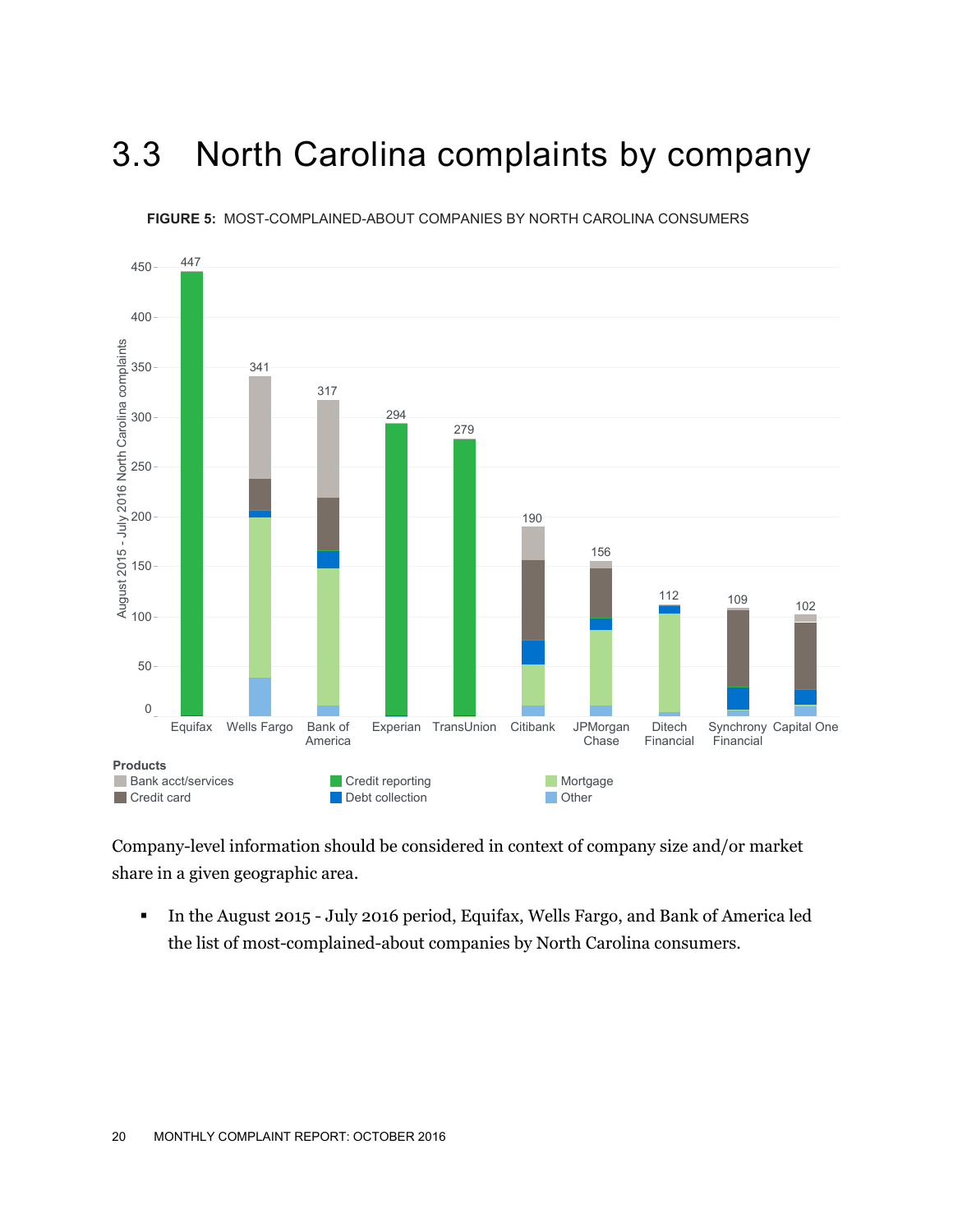## 3.3 North Carolina complaints by company

**FIGURE 5:** MOST-COMPLAINED-ABOUT COMPANIES BY NORTH CAROLINA CONSUMERS

| Company | Complaints (August 2015 - July 2016) |
| --- | --- |
| Equifax | 447 |
| Wells Fargo | 341 |
| Bank of America | 317 |
| Experian | 294 |
| TransUnion | 279 |
| Citibank | 190 |
| JPMorgan Chase | 156 |
| Ditech Financial | 112 |
| Synchrony Financial | 109 |
| Capital One | 102 |

Products: Bank acct/services, Credit card, Credit reporting, Debt collection, Mortgage, Other

Company-level information should be considered in context of company size and/or market share in a given geographic area.

- In the August 2015 - July 2016 period, Equifax, Wells Fargo, and Bank of America led the list of most-complained-about companies by North Carolina consumers.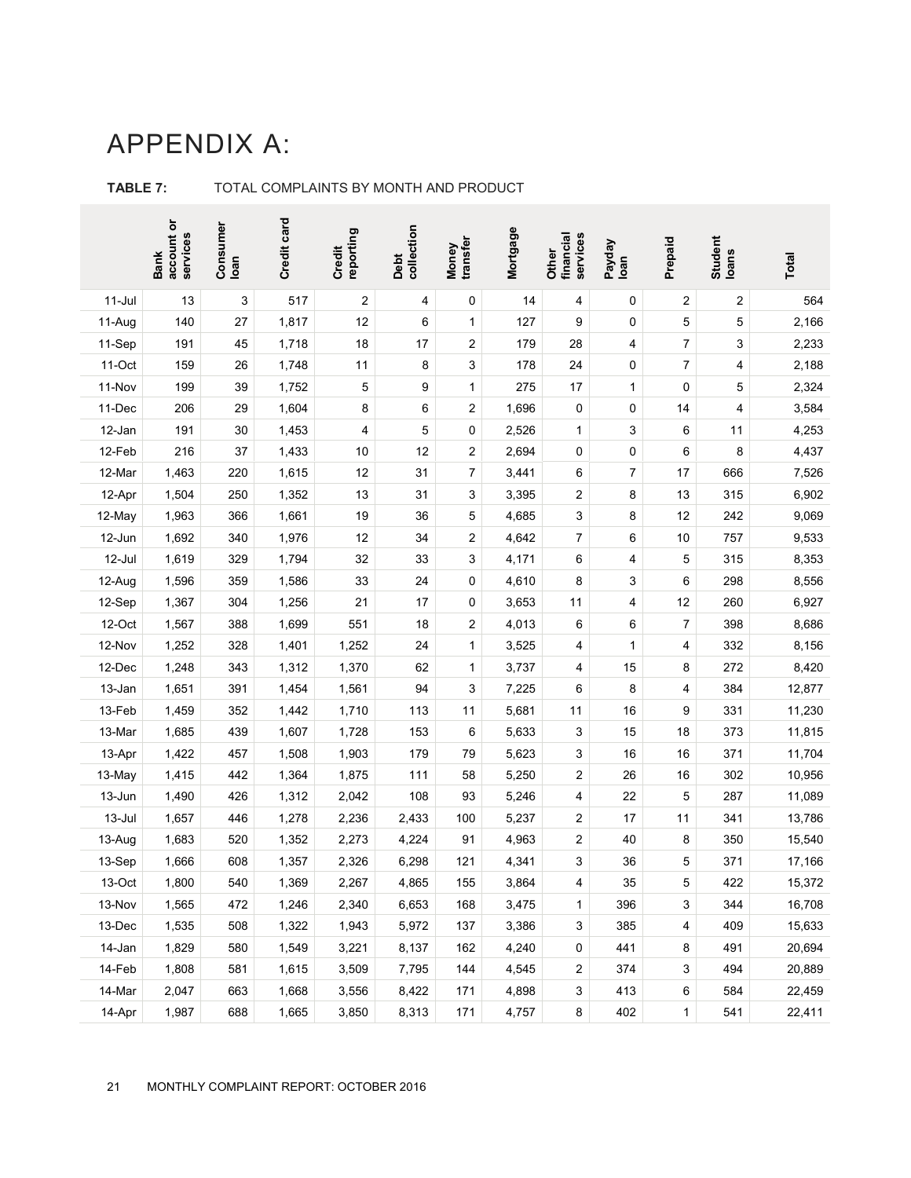# APPENDIX A:

**TABLE 7:** TOTAL COMPLAINTS BY MONTH AND PRODUCT

| | Bank account or services | Consumer loan | Credit card | Credit reporting | Debt collection | Money transfer | Mortgage | Other financial services | Payday loan | Prepaid | Student loans | Total |
|---|---|---|---|---|---|---|---|---|---|---|---|---|
| 11-Jul | 13 | 3 | 517 | 2 | 4 | 0 | 14 | 4 | 0 | 2 | 2 | 564 |
| 11-Aug | 140 | 27 | 1,817 | 12 | 6 | 1 | 127 | 9 | 0 | 5 | 5 | 2,166 |
| 11-Sep | 191 | 45 | 1,718 | 18 | 17 | 2 | 179 | 28 | 4 | 7 | 3 | 2,233 |
| 11-Oct | 159 | 26 | 1,748 | 11 | 8 | 3 | 178 | 24 | 0 | 7 | 4 | 2,188 |
| 11-Nov | 199 | 39 | 1,752 | 5 | 9 | 1 | 275 | 17 | 1 | 0 | 5 | 2,324 |
| 11-Dec | 206 | 29 | 1,604 | 8 | 6 | 2 | 1,696 | 0 | 0 | 14 | 4 | 3,584 |
| 12-Jan | 191 | 30 | 1,453 | 4 | 5 | 0 | 2,526 | 1 | 3 | 6 | 11 | 4,253 |
| 12-Feb | 216 | 37 | 1,433 | 10 | 12 | 2 | 2,694 | 0 | 0 | 6 | 8 | 4,437 |
| 12-Mar | 1,463 | 220 | 1,615 | 12 | 31 | 7 | 3,441 | 6 | 7 | 17 | 666 | 7,526 |
| 12-Apr | 1,504 | 250 | 1,352 | 13 | 31 | 3 | 3,395 | 2 | 8 | 13 | 315 | 6,902 |
| 12-May | 1,963 | 366 | 1,661 | 19 | 36 | 5 | 4,685 | 3 | 8 | 12 | 242 | 9,069 |
| 12-Jun | 1,692 | 340 | 1,976 | 12 | 34 | 2 | 4,642 | 7 | 6 | 10 | 757 | 9,533 |
| 12-Jul | 1,619 | 329 | 1,794 | 32 | 33 | 3 | 4,171 | 6 | 4 | 5 | 315 | 8,353 |
| 12-Aug | 1,596 | 359 | 1,586 | 33 | 24 | 0 | 4,610 | 8 | 3 | 6 | 298 | 8,556 |
| 12-Sep | 1,367 | 304 | 1,256 | 21 | 17 | 0 | 3,653 | 11 | 4 | 12 | 260 | 6,927 |
| 12-Oct | 1,567 | 388 | 1,699 | 551 | 18 | 2 | 4,013 | 6 | 6 | 7 | 398 | 8,686 |
| 12-Nov | 1,252 | 328 | 1,401 | 1,252 | 24 | 1 | 3,525 | 4 | 1 | 4 | 332 | 8,156 |
| 12-Dec | 1,248 | 343 | 1,312 | 1,370 | 62 | 1 | 3,737 | 4 | 15 | 8 | 272 | 8,420 |
| 13-Jan | 1,651 | 391 | 1,454 | 1,561 | 94 | 3 | 7,225 | 6 | 8 | 4 | 384 | 12,877 |
| 13-Feb | 1,459 | 352 | 1,442 | 1,710 | 113 | 11 | 5,681 | 11 | 16 | 9 | 331 | 11,230 |
| 13-Mar | 1,685 | 439 | 1,607 | 1,728 | 153 | 6 | 5,633 | 3 | 15 | 18 | 373 | 11,815 |
| 13-Apr | 1,422 | 457 | 1,508 | 1,903 | 179 | 79 | 5,623 | 3 | 16 | 16 | 371 | 11,704 |
| 13-May | 1,415 | 442 | 1,364 | 1,875 | 111 | 58 | 5,250 | 2 | 26 | 16 | 302 | 10,956 |
| 13-Jun | 1,490 | 426 | 1,312 | 2,042 | 108 | 93 | 5,246 | 4 | 22 | 5 | 287 | 11,089 |
| 13-Jul | 1,657 | 446 | 1,278 | 2,236 | 2,433 | 100 | 5,237 | 2 | 17 | 11 | 341 | 13,786 |
| 13-Aug | 1,683 | 520 | 1,352 | 2,273 | 4,224 | 91 | 4,963 | 2 | 40 | 8 | 350 | 15,540 |
| 13-Sep | 1,666 | 608 | 1,357 | 2,326 | 6,298 | 121 | 4,341 | 3 | 36 | 5 | 371 | 17,166 |
| 13-Oct | 1,800 | 540 | 1,369 | 2,267 | 4,865 | 155 | 3,864 | 4 | 35 | 5 | 422 | 15,372 |
| 13-Nov | 1,565 | 472 | 1,246 | 2,340 | 6,653 | 168 | 3,475 | 1 | 396 | 3 | 344 | 16,708 |
| 13-Dec | 1,535 | 508 | 1,322 | 1,943 | 5,972 | 137 | 3,386 | 3 | 385 | 4 | 409 | 15,633 |
| 14-Jan | 1,829 | 580 | 1,549 | 3,221 | 8,137 | 162 | 4,240 | 0 | 441 | 8 | 491 | 20,694 |
| 14-Feb | 1,808 | 581 | 1,615 | 3,509 | 7,795 | 144 | 4,545 | 2 | 374 | 3 | 494 | 20,889 |
| 14-Mar | 2,047 | 663 | 1,668 | 3,556 | 8,422 | 171 | 4,898 | 3 | 413 | 6 | 584 | 22,459 |
| 14-Apr | 1,987 | 688 | 1,665 | 3,850 | 8,313 | 171 | 4,757 | 8 | 402 | 1 | 541 | 22,411 |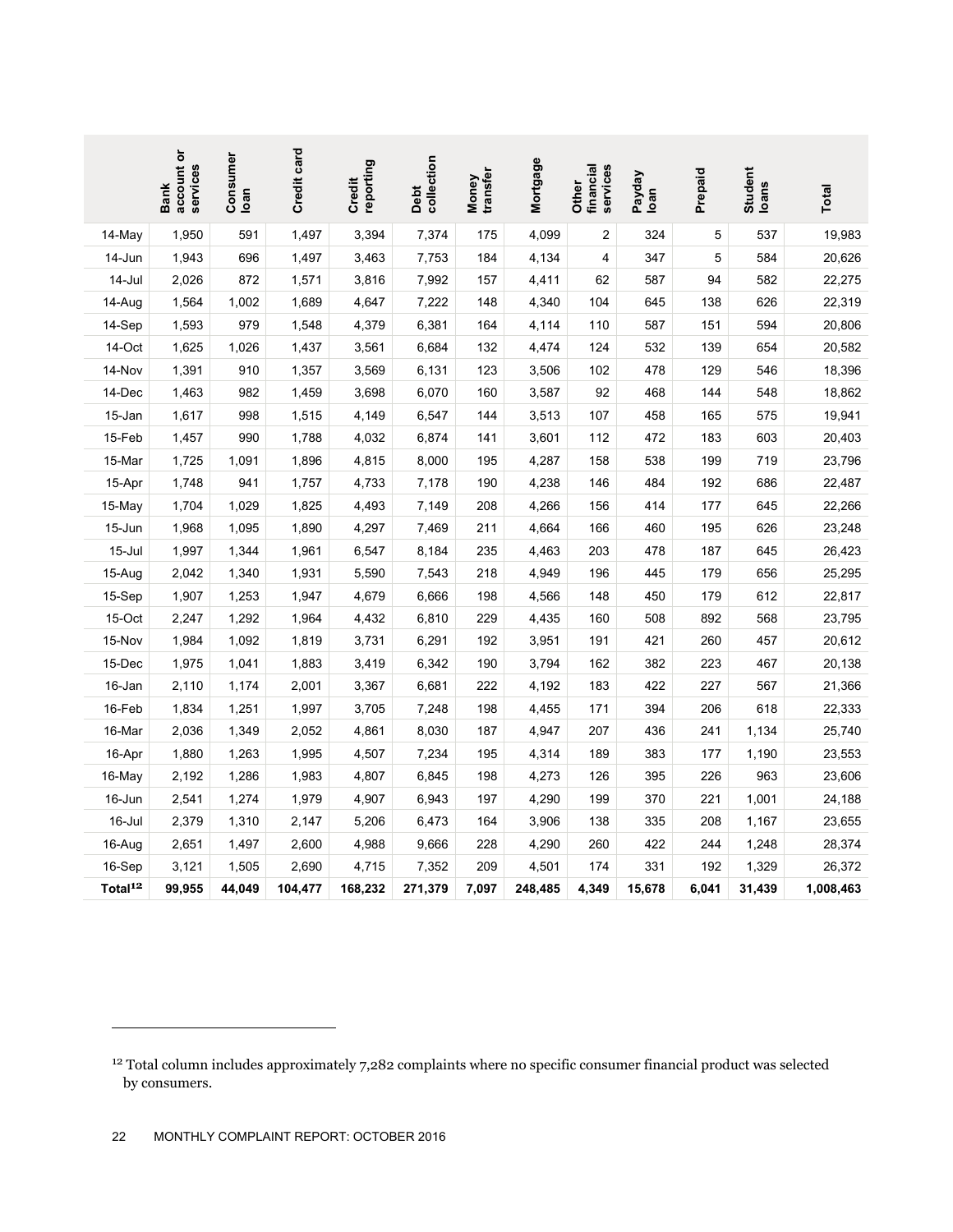| | Bank account or services | Consumer loan | Credit card | Credit reporting | Debt collection | Money transfer | Mortgage | Other financial services | Payday loan | Prepaid | Student loans | Total |
|---|---|---|---|---|---|---|---|---|---|---|---|---|
| 14-May | 1,950 | 591 | 1,497 | 3,394 | 7,374 | 175 | 4,099 | 2 | 324 | 5 | 537 | 19,983 |
| 14-Jun | 1,943 | 696 | 1,497 | 3,463 | 7,753 | 184 | 4,134 | 4 | 347 | 5 | 584 | 20,626 |
| 14-Jul | 2,026 | 872 | 1,571 | 3,816 | 7,992 | 157 | 4,411 | 62 | 587 | 94 | 582 | 22,275 |
| 14-Aug | 1,564 | 1,002 | 1,689 | 4,647 | 7,222 | 148 | 4,340 | 104 | 645 | 138 | 626 | 22,319 |
| 14-Sep | 1,593 | 979 | 1,548 | 4,379 | 6,381 | 164 | 4,114 | 110 | 587 | 151 | 594 | 20,806 |
| 14-Oct | 1,625 | 1,026 | 1,437 | 3,561 | 6,684 | 132 | 4,474 | 124 | 532 | 139 | 654 | 20,582 |
| 14-Nov | 1,391 | 910 | 1,357 | 3,569 | 6,131 | 123 | 3,506 | 102 | 478 | 129 | 546 | 18,396 |
| 14-Dec | 1,463 | 982 | 1,459 | 3,698 | 6,070 | 160 | 3,587 | 92 | 468 | 144 | 548 | 18,862 |
| 15-Jan | 1,617 | 998 | 1,515 | 4,149 | 6,547 | 144 | 3,513 | 107 | 458 | 165 | 575 | 19,941 |
| 15-Feb | 1,457 | 990 | 1,788 | 4,032 | 6,874 | 141 | 3,601 | 112 | 472 | 183 | 603 | 20,403 |
| 15-Mar | 1,725 | 1,091 | 1,896 | 4,815 | 8,000 | 195 | 4,287 | 158 | 538 | 199 | 719 | 23,796 |
| 15-Apr | 1,748 | 941 | 1,757 | 4,733 | 7,178 | 190 | 4,238 | 146 | 484 | 192 | 686 | 22,487 |
| 15-May | 1,704 | 1,029 | 1,825 | 4,493 | 7,149 | 208 | 4,266 | 156 | 414 | 177 | 645 | 22,266 |
| 15-Jun | 1,968 | 1,095 | 1,890 | 4,297 | 7,469 | 211 | 4,664 | 166 | 460 | 195 | 626 | 23,248 |
| 15-Jul | 1,997 | 1,344 | 1,961 | 6,547 | 8,184 | 235 | 4,463 | 203 | 478 | 187 | 645 | 26,423 |
| 15-Aug | 2,042 | 1,340 | 1,931 | 5,590 | 7,543 | 218 | 4,949 | 196 | 445 | 179 | 656 | 25,295 |
| 15-Sep | 1,907 | 1,253 | 1,947 | 4,679 | 6,666 | 198 | 4,566 | 148 | 450 | 179 | 612 | 22,817 |
| 15-Oct | 2,247 | 1,292 | 1,964 | 4,432 | 6,810 | 229 | 4,435 | 160 | 508 | 892 | 568 | 23,795 |
| 15-Nov | 1,984 | 1,092 | 1,819 | 3,731 | 6,291 | 192 | 3,951 | 191 | 421 | 260 | 457 | 20,612 |
| 15-Dec | 1,975 | 1,041 | 1,883 | 3,419 | 6,342 | 190 | 3,794 | 162 | 382 | 223 | 467 | 20,138 |
| 16-Jan | 2,110 | 1,174 | 2,001 | 3,367 | 6,681 | 222 | 4,192 | 183 | 422 | 227 | 567 | 21,366 |
| 16-Feb | 1,834 | 1,251 | 1,997 | 3,705 | 7,248 | 198 | 4,455 | 171 | 394 | 206 | 618 | 22,333 |
| 16-Mar | 2,036 | 1,349 | 2,052 | 4,861 | 8,030 | 187 | 4,947 | 207 | 436 | 241 | 1,134 | 25,740 |
| 16-Apr | 1,880 | 1,263 | 1,995 | 4,507 | 7,234 | 195 | 4,314 | 189 | 383 | 177 | 1,190 | 23,553 |
| 16-May | 2,192 | 1,286 | 1,983 | 4,807 | 6,845 | 198 | 4,273 | 126 | 395 | 226 | 963 | 23,606 |
| 16-Jun | 2,541 | 1,274 | 1,979 | 4,907 | 6,943 | 197 | 4,290 | 199 | 370 | 221 | 1,001 | 24,188 |
| 16-Jul | 2,379 | 1,310 | 2,147 | 5,206 | 6,473 | 164 | 3,906 | 138 | 335 | 208 | 1,167 | 23,655 |
| 16-Aug | 2,651 | 1,497 | 2,600 | 4,988 | 9,666 | 228 | 4,290 | 260 | 422 | 244 | 1,248 | 28,374 |
| 16-Sep | 3,121 | 1,505 | 2,690 | 4,715 | 7,352 | 209 | 4,501 | 174 | 331 | 192 | 1,329 | 26,372 |
| **Total[12]** | **99,955** | **44,049** | **104,477** | **168,232** | **271,379** | **7,097** | **248,485** | **4,349** | **15,678** | **6,041** | **31,439** | **1,008,463** |

[12] Total column includes approximately 7,282 complaints where no specific consumer financial product was selected by consumers.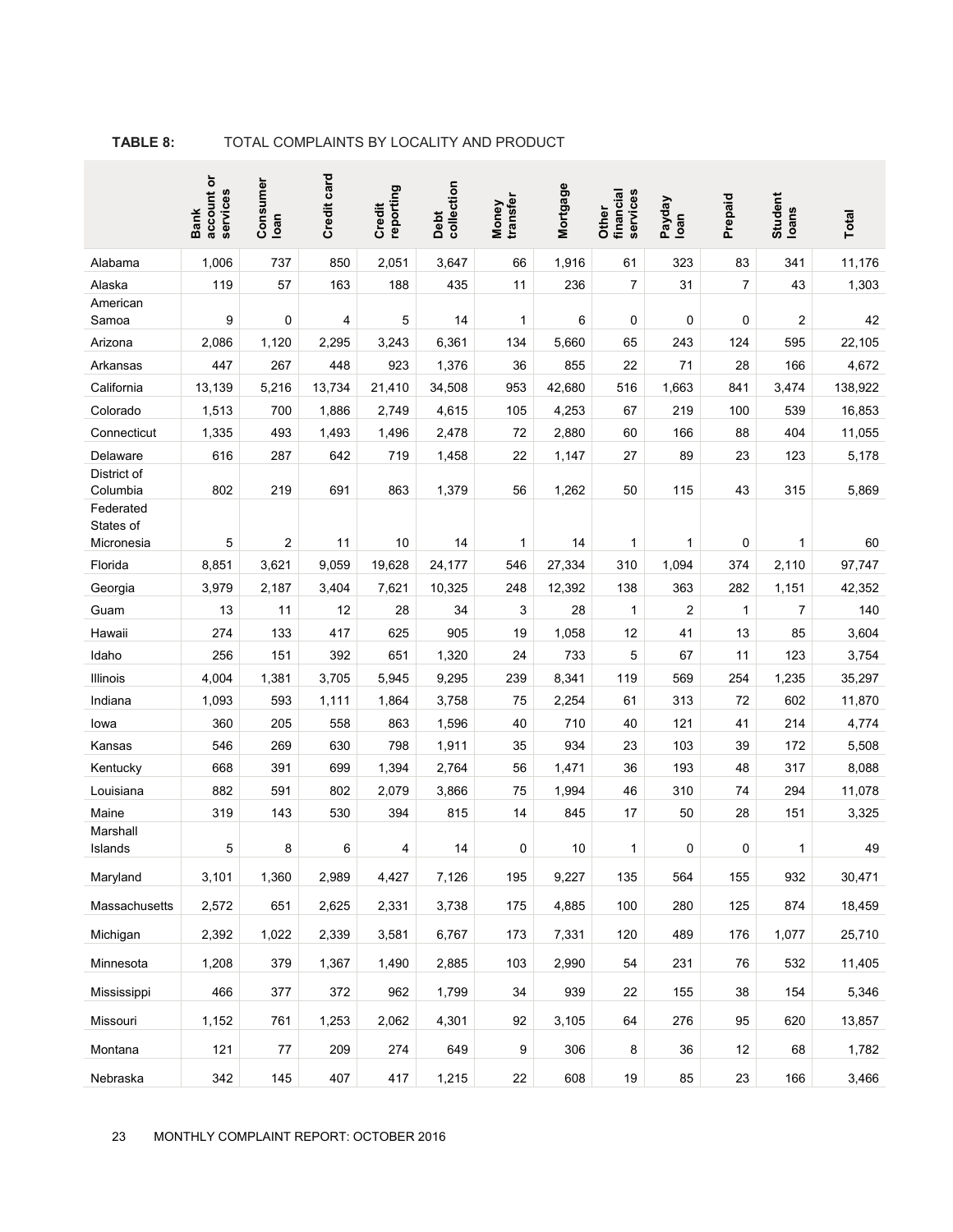**TABLE 8:** TOTAL COMPLAINTS BY LOCALITY AND PRODUCT

| | Bank account or services | Consumer loan | Credit card | Credit reporting | Debt collection | Money transfer | Mortgage | Other financial services | Payday loan | Prepaid | Student loans | Total |
|---|---|---|---|---|---|---|---|---|---|---|---|---|
| Alabama | 1,006 | 737 | 850 | 2,051 | 3,647 | 66 | 1,916 | 61 | 323 | 83 | 341 | 11,176 |
| Alaska | 119 | 57 | 163 | 188 | 435 | 11 | 236 | 7 | 31 | 7 | 43 | 1,303 |
| American Samoa | 9 | 0 | 4 | 5 | 14 | 1 | 6 | 0 | 0 | 0 | 2 | 42 |
| Arizona | 2,086 | 1,120 | 2,295 | 3,243 | 6,361 | 134 | 5,660 | 65 | 243 | 124 | 595 | 22,105 |
| Arkansas | 447 | 267 | 448 | 923 | 1,376 | 36 | 855 | 22 | 71 | 28 | 166 | 4,672 |
| California | 13,139 | 5,216 | 13,734 | 21,410 | 34,508 | 953 | 42,680 | 516 | 1,663 | 841 | 3,474 | 138,922 |
| Colorado | 1,513 | 700 | 1,886 | 2,749 | 4,615 | 105 | 4,253 | 67 | 219 | 100 | 539 | 16,853 |
| Connecticut | 1,335 | 493 | 1,493 | 1,496 | 2,478 | 72 | 2,880 | 60 | 166 | 88 | 404 | 11,055 |
| Delaware | 616 | 287 | 642 | 719 | 1,458 | 22 | 1,147 | 27 | 89 | 23 | 123 | 5,178 |
| District of Columbia | 802 | 219 | 691 | 863 | 1,379 | 56 | 1,262 | 50 | 115 | 43 | 315 | 5,869 |
| Federated States of Micronesia | 5 | 2 | 11 | 10 | 14 | 1 | 14 | 1 | 1 | 0 | 1 | 60 |
| Florida | 8,851 | 3,621 | 9,059 | 19,628 | 24,177 | 546 | 27,334 | 310 | 1,094 | 374 | 2,110 | 97,747 |
| Georgia | 3,979 | 2,187 | 3,404 | 7,621 | 10,325 | 248 | 12,392 | 138 | 363 | 282 | 1,151 | 42,352 |
| Guam | 13 | 11 | 12 | 28 | 34 | 3 | 28 | 1 | 2 | 1 | 7 | 140 |
| Hawaii | 274 | 133 | 417 | 625 | 905 | 19 | 1,058 | 12 | 41 | 13 | 85 | 3,604 |
| Idaho | 256 | 151 | 392 | 651 | 1,320 | 24 | 733 | 5 | 67 | 11 | 123 | 3,754 |
| Illinois | 4,004 | 1,381 | 3,705 | 5,945 | 9,295 | 239 | 8,341 | 119 | 569 | 254 | 1,235 | 35,297 |
| Indiana | 1,093 | 593 | 1,111 | 1,864 | 3,758 | 75 | 2,254 | 61 | 313 | 72 | 602 | 11,870 |
| Iowa | 360 | 205 | 558 | 863 | 1,596 | 40 | 710 | 40 | 121 | 41 | 214 | 4,774 |
| Kansas | 546 | 269 | 630 | 798 | 1,911 | 35 | 934 | 23 | 103 | 39 | 172 | 5,508 |
| Kentucky | 668 | 391 | 699 | 1,394 | 2,764 | 56 | 1,471 | 36 | 193 | 48 | 317 | 8,088 |
| Louisiana | 882 | 591 | 802 | 2,079 | 3,866 | 75 | 1,994 | 46 | 310 | 74 | 294 | 11,078 |
| Maine | 319 | 143 | 530 | 394 | 815 | 14 | 845 | 17 | 50 | 28 | 151 | 3,325 |
| Marshall Islands | 5 | 8 | 6 | 4 | 14 | 0 | 10 | 1 | 0 | 0 | 1 | 49 |
| Maryland | 3,101 | 1,360 | 2,989 | 4,427 | 7,126 | 195 | 9,227 | 135 | 564 | 155 | 932 | 30,471 |
| Massachusetts | 2,572 | 651 | 2,625 | 2,331 | 3,738 | 175 | 4,885 | 100 | 280 | 125 | 874 | 18,459 |
| Michigan | 2,392 | 1,022 | 2,339 | 3,581 | 6,767 | 173 | 7,331 | 120 | 489 | 176 | 1,077 | 25,710 |
| Minnesota | 1,208 | 379 | 1,367 | 1,490 | 2,885 | 103 | 2,990 | 54 | 231 | 76 | 532 | 11,405 |
| Mississippi | 466 | 377 | 372 | 962 | 1,799 | 34 | 939 | 22 | 155 | 38 | 154 | 5,346 |
| Missouri | 1,152 | 761 | 1,253 | 2,062 | 4,301 | 92 | 3,105 | 64 | 276 | 95 | 620 | 13,857 |
| Montana | 121 | 77 | 209 | 274 | 649 | 9 | 306 | 8 | 36 | 12 | 68 | 1,782 |
| Nebraska | 342 | 145 | 407 | 417 | 1,215 | 22 | 608 | 19 | 85 | 23 | 166 | 3,466 |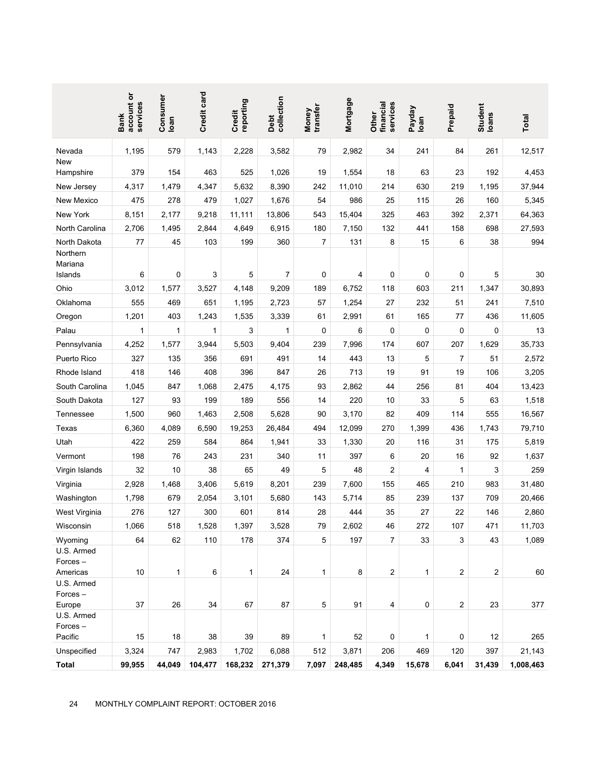| | Bank account or services | Consumer loan | Credit card | Credit reporting | Debt collection | Money transfer | Mortgage | Other financial services | Payday loan | Prepaid | Student loans | Total |
|---|---|---|---|---|---|---|---|---|---|---|---|---|
| Nevada | 1,195 | 579 | 1,143 | 2,228 | 3,582 | 79 | 2,982 | 34 | 241 | 84 | 261 | 12,517 |
| New Hampshire | 379 | 154 | 463 | 525 | 1,026 | 19 | 1,554 | 18 | 63 | 23 | 192 | 4,453 |
| New Jersey | 4,317 | 1,479 | 4,347 | 5,632 | 8,390 | 242 | 11,010 | 214 | 630 | 219 | 1,195 | 37,944 |
| New Mexico | 475 | 278 | 479 | 1,027 | 1,676 | 54 | 986 | 25 | 115 | 26 | 160 | 5,345 |
| New York | 8,151 | 2,177 | 9,218 | 11,111 | 13,806 | 543 | 15,404 | 325 | 463 | 392 | 2,371 | 64,363 |
| North Carolina | 2,706 | 1,495 | 2,844 | 4,649 | 6,915 | 180 | 7,150 | 132 | 441 | 158 | 698 | 27,593 |
| North Dakota | 77 | 45 | 103 | 199 | 360 | 7 | 131 | 8 | 15 | 6 | 38 | 994 |
| Northern Mariana Islands | 6 | 0 | 3 | 5 | 7 | 0 | 4 | 0 | 0 | 0 | 5 | 30 |
| Ohio | 3,012 | 1,577 | 3,527 | 4,148 | 9,209 | 189 | 6,752 | 118 | 603 | 211 | 1,347 | 30,893 |
| Oklahoma | 555 | 469 | 651 | 1,195 | 2,723 | 57 | 1,254 | 27 | 232 | 51 | 241 | 7,510 |
| Oregon | 1,201 | 403 | 1,243 | 1,535 | 3,339 | 61 | 2,991 | 61 | 165 | 77 | 436 | 11,605 |
| Palau | 1 | 1 | 1 | 3 | 1 | 0 | 6 | 0 | 0 | 0 | 0 | 13 |
| Pennsylvania | 4,252 | 1,577 | 3,944 | 5,503 | 9,404 | 239 | 7,996 | 174 | 607 | 207 | 1,629 | 35,733 |
| Puerto Rico | 327 | 135 | 356 | 691 | 491 | 14 | 443 | 13 | 5 | 7 | 51 | 2,572 |
| Rhode Island | 418 | 146 | 408 | 396 | 847 | 26 | 713 | 19 | 91 | 19 | 106 | 3,205 |
| South Carolina | 1,045 | 847 | 1,068 | 2,475 | 4,175 | 93 | 2,862 | 44 | 256 | 81 | 404 | 13,423 |
| South Dakota | 127 | 93 | 199 | 189 | 556 | 14 | 220 | 10 | 33 | 5 | 63 | 1,518 |
| Tennessee | 1,500 | 960 | 1,463 | 2,508 | 5,628 | 90 | 3,170 | 82 | 409 | 114 | 555 | 16,567 |
| Texas | 6,360 | 4,089 | 6,590 | 19,253 | 26,484 | 494 | 12,099 | 270 | 1,399 | 436 | 1,743 | 79,710 |
| Utah | 422 | 259 | 584 | 864 | 1,941 | 33 | 1,330 | 20 | 116 | 31 | 175 | 5,819 |
| Vermont | 198 | 76 | 243 | 231 | 340 | 11 | 397 | 6 | 20 | 16 | 92 | 1,637 |
| Virgin Islands | 32 | 10 | 38 | 65 | 49 | 5 | 48 | 2 | 4 | 1 | 3 | 259 |
| Virginia | 2,928 | 1,468 | 3,406 | 5,619 | 8,201 | 239 | 7,600 | 155 | 465 | 210 | 983 | 31,480 |
| Washington | 1,798 | 679 | 2,054 | 3,101 | 5,680 | 143 | 5,714 | 85 | 239 | 137 | 709 | 20,466 |
| West Virginia | 276 | 127 | 300 | 601 | 814 | 28 | 444 | 35 | 27 | 22 | 146 | 2,860 |
| Wisconsin | 1,066 | 518 | 1,528 | 1,397 | 3,528 | 79 | 2,602 | 46 | 272 | 107 | 471 | 11,703 |
| Wyoming | 64 | 62 | 110 | 178 | 374 | 5 | 197 | 7 | 33 | 3 | 43 | 1,089 |
| U.S. Armed Forces – Americas | 10 | 1 | 6 | 1 | 24 | 1 | 8 | 2 | 1 | 2 | 2 | 60 |
| U.S. Armed Forces – Europe | 37 | 26 | 34 | 67 | 87 | 5 | 91 | 4 | 0 | 2 | 23 | 377 |
| U.S. Armed Forces – Pacific | 15 | 18 | 38 | 39 | 89 | 1 | 52 | 0 | 1 | 0 | 12 | 265 |
| Unspecified | 3,324 | 747 | 2,983 | 1,702 | 6,088 | 512 | 3,871 | 206 | 469 | 120 | 397 | 21,143 |
| **Total** | **99,955** | **44,049** | **104,477** | **168,232** | **271,379** | **7,097** | **248,485** | **4,349** | **15,678** | **6,041** | **31,439** | **1,008,463** |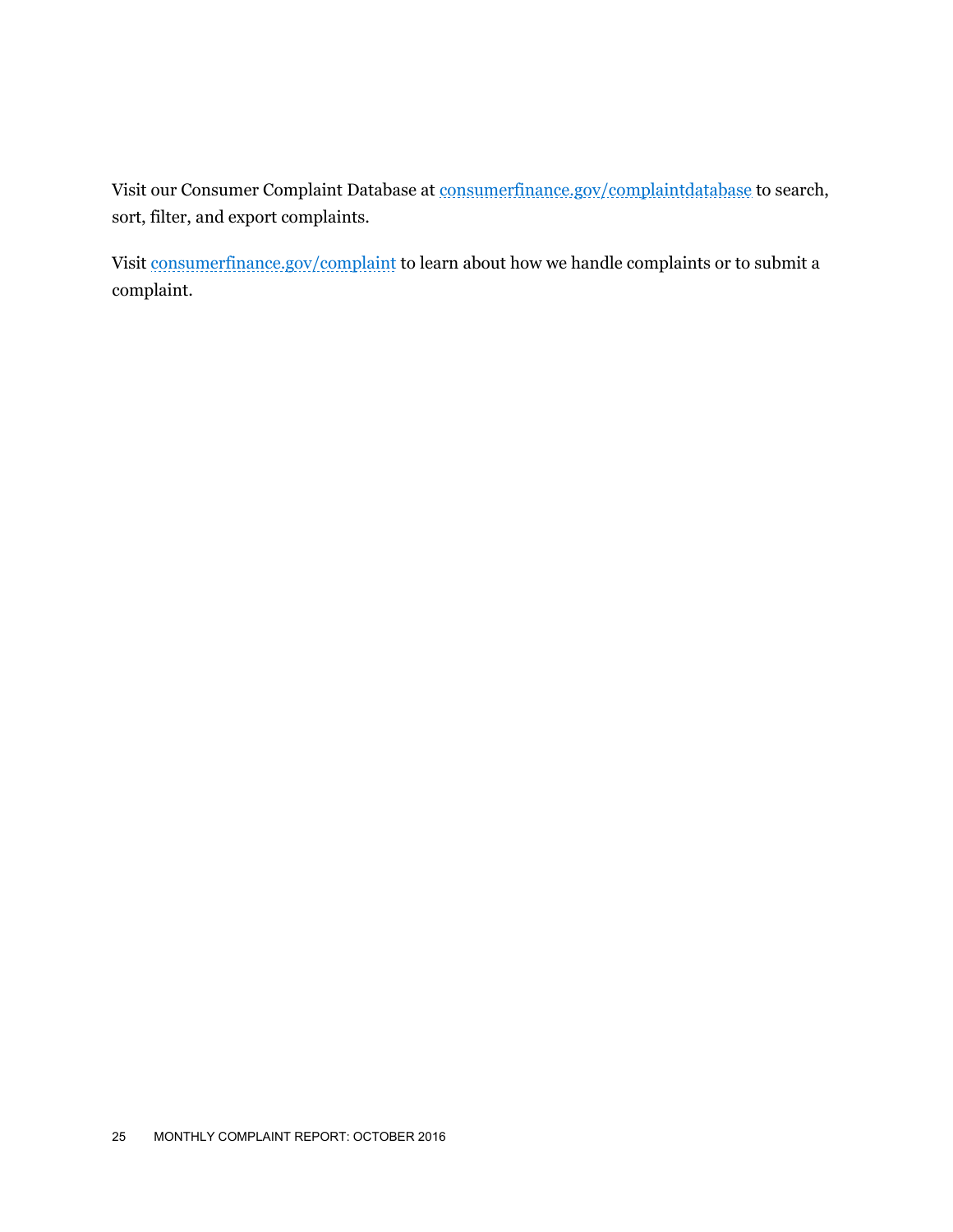Visit our Consumer Complaint Database at [consumerfinance.gov/complaintdatabase](https://consumerfinance.gov/complaintdatabase) to search, sort, filter, and export complaints.

Visit [consumerfinance.gov/complaint](https://consumerfinance.gov/complaint) to learn about how we handle complaints or to submit a complaint.